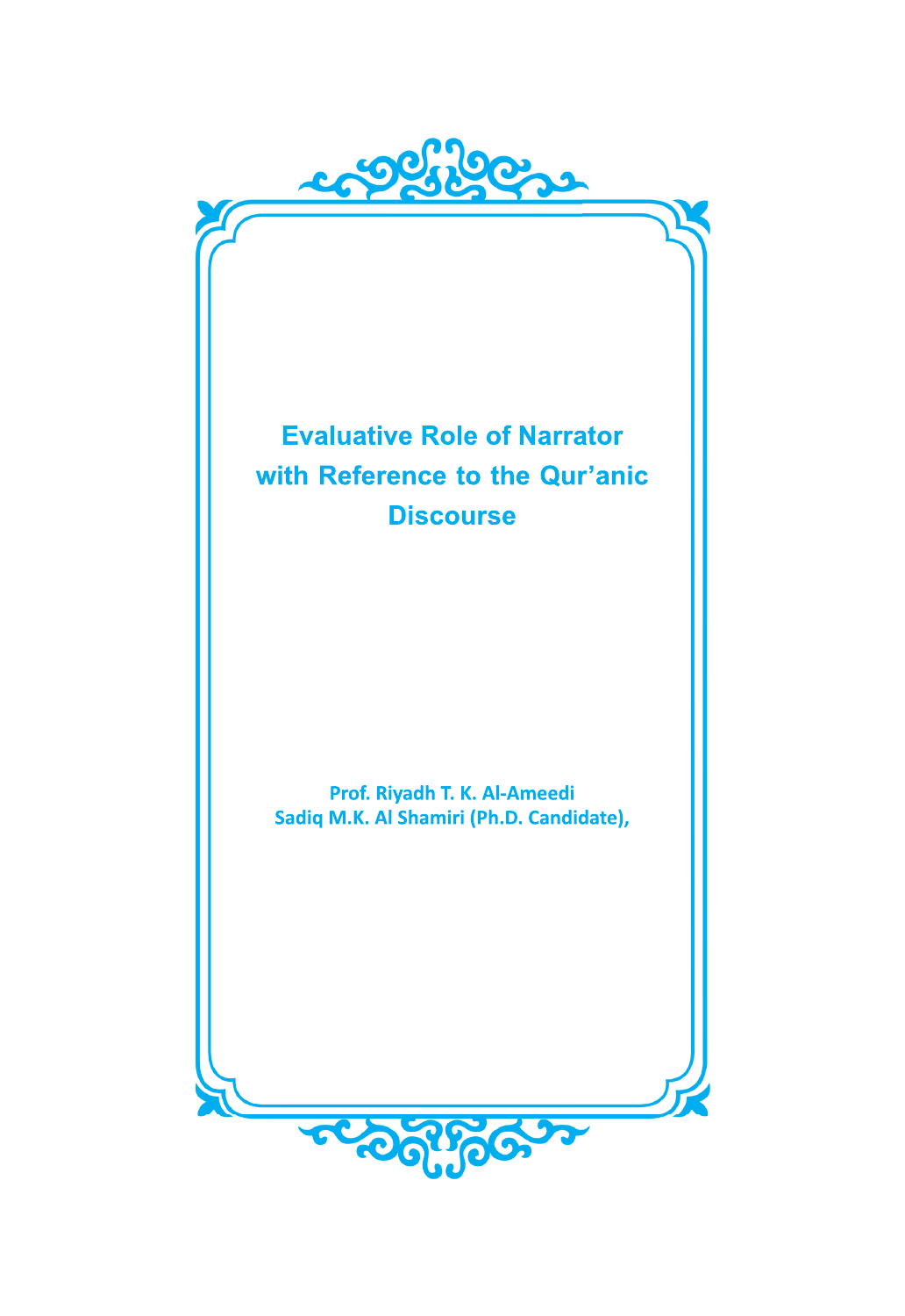# Evaluative Role of Narrator with Reference to the Qur'anic Discourse

**Prof. Riyadh T. K. Al-Ameedi**
**Sadiq M.K. Al Shamiri (Ph.D. Candidate),**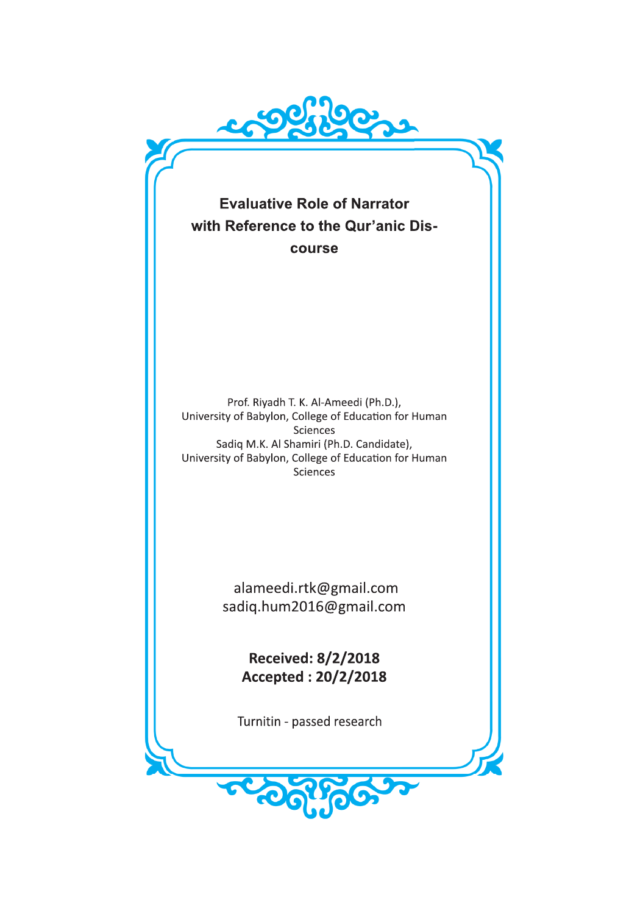# Evaluative Role of Narrator with Reference to the Qur'anic Discourse

Prof. Riyadh T. K. Al-Ameedi (Ph.D.),
University of Babylon, College of Education for Human Sciences
Sadiq M.K. Al Shamiri (Ph.D. Candidate),
University of Babylon, College of Education for Human Sciences

alameedi.rtk@gmail.com
sadiq.hum2016@gmail.com

**Received: 8/2/2018**
**Accepted : 20/2/2018**

Turnitin - passed research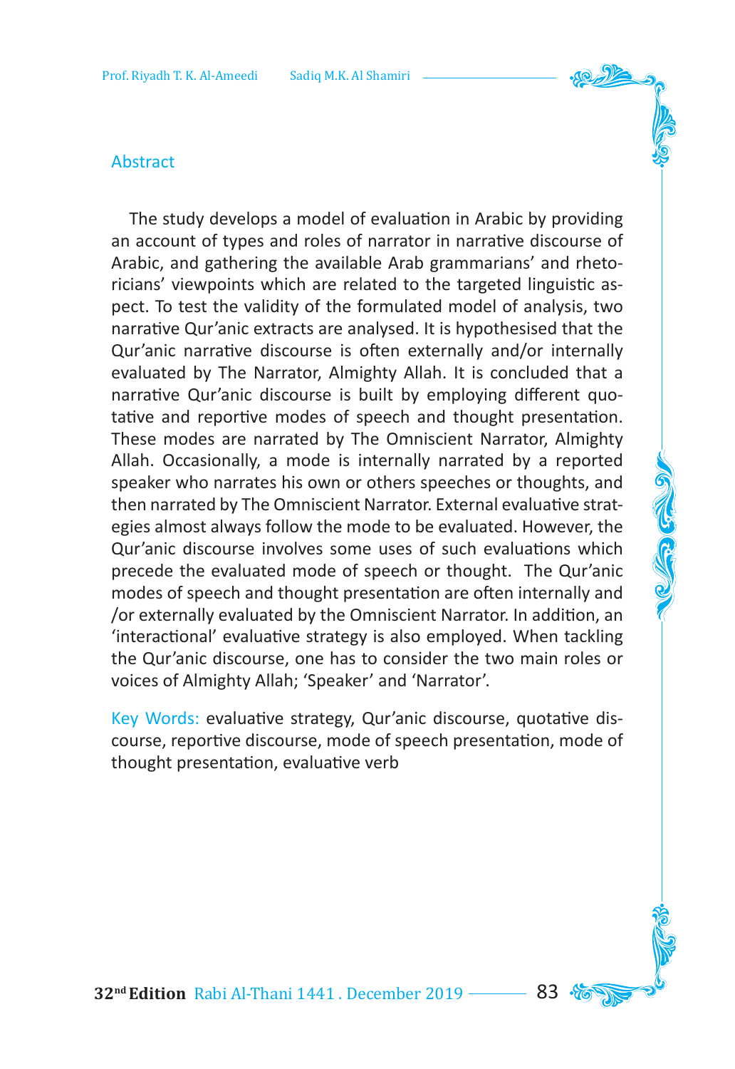## Abstract

The study develops a model of evaluation in Arabic by providing an account of types and roles of narrator in narrative discourse of Arabic, and gathering the available Arab grammarians' and rhetoricians' viewpoints which are related to the targeted linguistic aspect. To test the validity of the formulated model of analysis, two narrative Qur'anic extracts are analysed. It is hypothesised that the Qur'anic narrative discourse is often externally and/or internally evaluated by The Narrator, Almighty Allah. It is concluded that a narrative Qur'anic discourse is built by employing different quotative and reportive modes of speech and thought presentation. These modes are narrated by The Omniscient Narrator, Almighty Allah. Occasionally, a mode is internally narrated by a reported speaker who narrates his own or others speeches or thoughts, and then narrated by The Omniscient Narrator. External evaluative strategies almost always follow the mode to be evaluated. However, the Qur'anic discourse involves some uses of such evaluations which precede the evaluated mode of speech or thought. The Qur'anic modes of speech and thought presentation are often internally and /or externally evaluated by the Omniscient Narrator. In addition, an 'interactional' evaluative strategy is also employed. When tackling the Qur'anic discourse, one has to consider the two main roles or voices of Almighty Allah; 'Speaker' and 'Narrator'.

Key Words: evaluative strategy, Qur'anic discourse, quotative discourse, reportive discourse, mode of speech presentation, mode of thought presentation, evaluative verb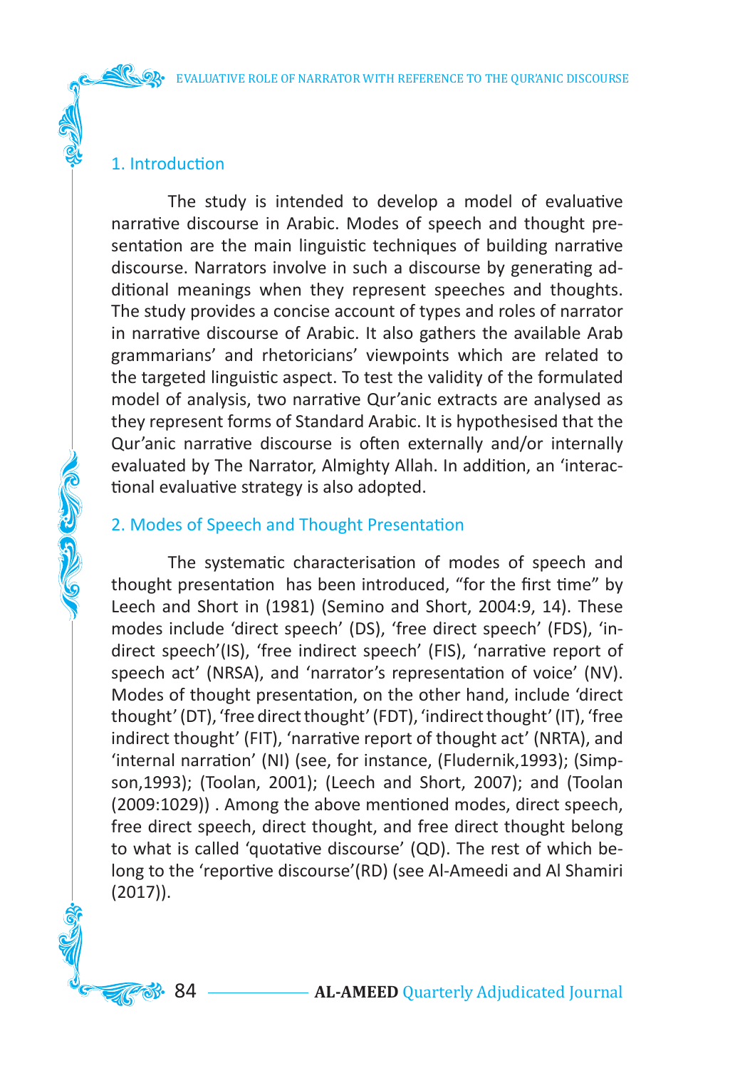## 1. Introduction

The study is intended to develop a model of evaluative narrative discourse in Arabic. Modes of speech and thought presentation are the main linguistic techniques of building narrative discourse. Narrators involve in such a discourse by generating additional meanings when they represent speeches and thoughts. The study provides a concise account of types and roles of narrator in narrative discourse of Arabic. It also gathers the available Arab grammarians' and rhetoricians' viewpoints which are related to the targeted linguistic aspect. To test the validity of the formulated model of analysis, two narrative Qur'anic extracts are analysed as they represent forms of Standard Arabic. It is hypothesised that the Qur'anic narrative discourse is often externally and/or internally evaluated by The Narrator, Almighty Allah. In addition, an 'interactional evaluative strategy is also adopted.

## 2. Modes of Speech and Thought Presentation

The systematic characterisation of modes of speech and thought presentation has been introduced, "for the first time" by Leech and Short in (1981) (Semino and Short, 2004:9, 14). These modes include 'direct speech' (DS), 'free direct speech' (FDS), 'indirect speech'(IS), 'free indirect speech' (FIS), 'narrative report of speech act' (NRSA), and 'narrator's representation of voice' (NV). Modes of thought presentation, on the other hand, include 'direct thought' (DT), 'free direct thought' (FDT), 'indirect thought' (IT), 'free indirect thought' (FIT), 'narrative report of thought act' (NRTA), and 'internal narration' (NI) (see, for instance, (Fludernik,1993); (Simpson,1993); (Toolan, 2001); (Leech and Short, 2007); and (Toolan (2009:1029)) . Among the above mentioned modes, direct speech, free direct speech, direct thought, and free direct thought belong to what is called 'quotative discourse' (QD). The rest of which belong to the 'reportive discourse'(RD) (see Al-Ameedi and Al Shamiri (2017)).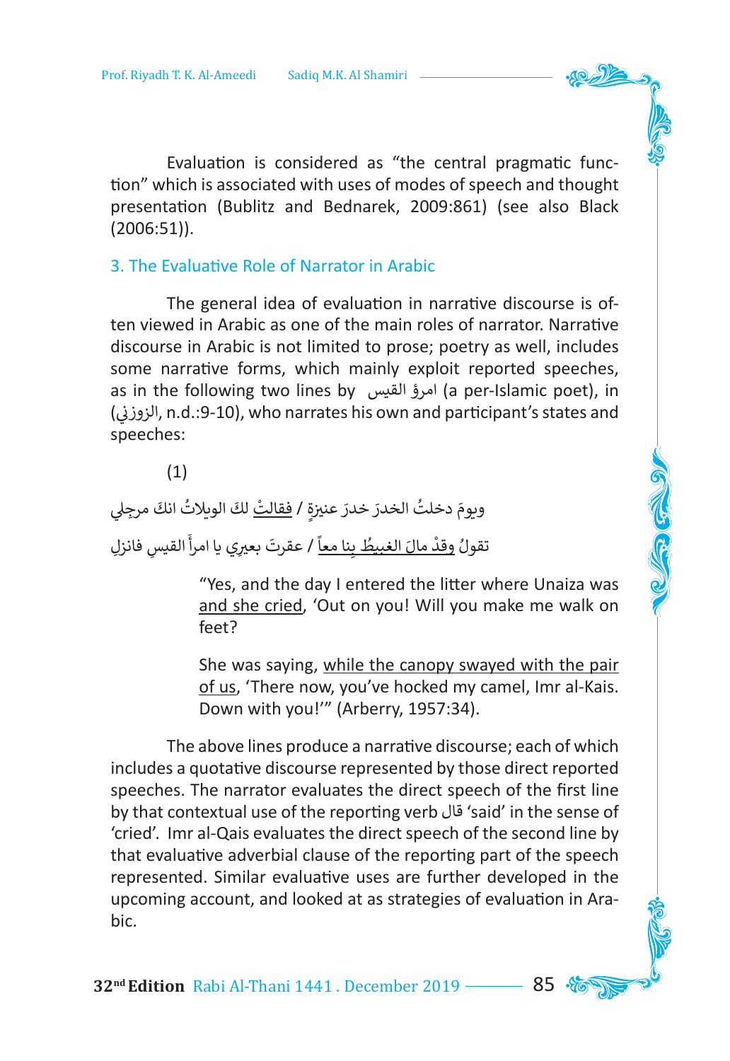Evaluation is considered as "the central pragmatic function" which is associated with uses of modes of speech and thought presentation (Bublitz and Bednarek, 2009:861) (see also Black (2006:51)).

## 3. The Evaluative Role of Narrator in Arabic

The general idea of evaluation in narrative discourse is often viewed in Arabic as one of the main roles of narrator. Narrative discourse in Arabic is not limited to prose; poetry as well, includes some narrative forms, which mainly exploit reported speeches, as in the following two lines by امرؤ القيس (a per-Islamic poet), in (الزوزني, n.d.:9-10), who narrates his own and participant's states and speeches:

(1)

ويومَ دخلتُ الخدرَ خدرَ عنيزةٍ / <u>فقالتْ</u> لكَ الويلاتُ انكَ مرجِلي

تقولُ <u>وقدْ مالَ الغبيطُ بِنا معاً</u> / عقرتَ بعيري يا امرأَ القيسِ فانزلِ

> "Yes, and the day I entered the litter where Unaiza was <u>and she cried</u>, 'Out on you! Will you make me walk on feet?
>
> She was saying, <u>while the canopy swayed with the pair of us</u>, 'There now, you've hocked my camel, Imr al-Kais. Down with you!'" (Arberry, 1957:34).

The above lines produce a narrative discourse; each of which includes a quotative discourse represented by those direct reported speeches. The narrator evaluates the direct speech of the first line by that contextual use of the reporting verb قال 'said' in the sense of 'cried'. Imr al-Qais evaluates the direct speech of the second line by that evaluative adverbial clause of the reporting part of the speech represented. Similar evaluative uses are further developed in the upcoming account, and looked at as strategies of evaluation in Arabic.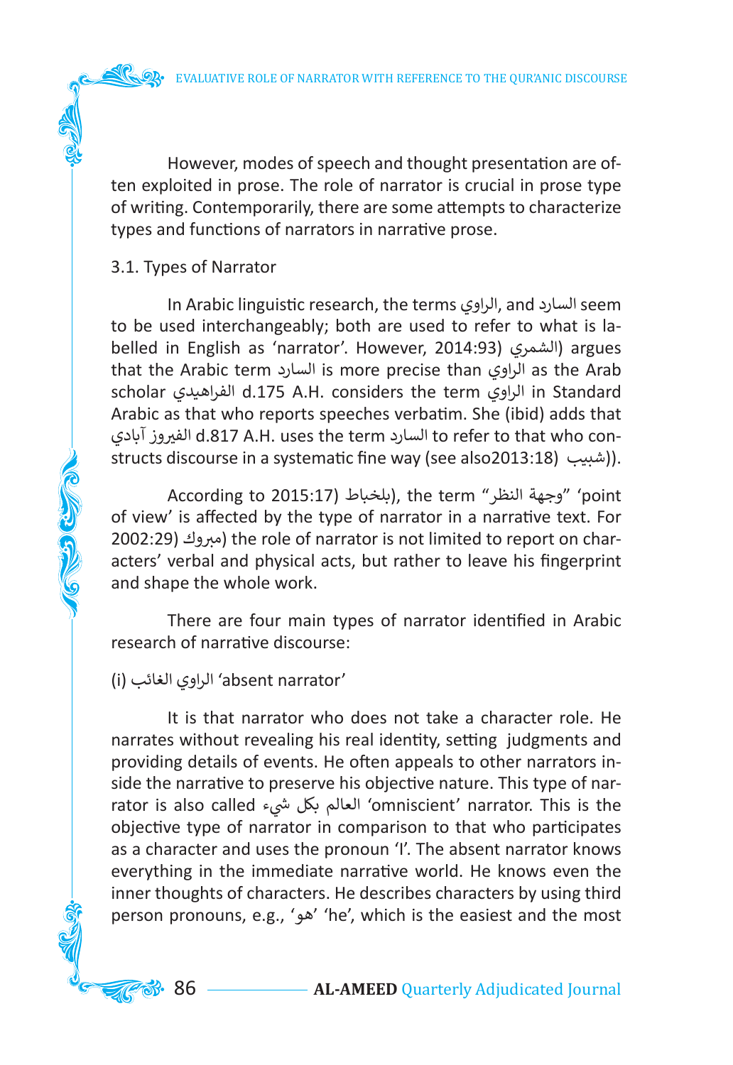However, modes of speech and thought presentation are often exploited in prose. The role of narrator is crucial in prose type of writing. Contemporarily, there are some attempts to characterize types and functions of narrators in narrative prose.

### 3.1. Types of Narrator

In Arabic linguistic research, the terms الراوي, and السارد seem to be used interchangeably; both are used to refer to what is labelled in English as 'narrator'. However, الشمري) 2014:93) argues that the Arabic term السارد is more precise than الراوي as the Arab scholar الفراهيدي d.175 A.H. considers the term الراوي in Standard Arabic as that who reports speeches verbatim. She (ibid) adds that الفيروز آبادي d.817 A.H. uses the term السارد to refer to that who constructs discourse in a systematic fine way (see also2013:18) شبيب)).

According to 2015:17) بلخباط), the term "وجهة النظر" 'point of view' is affected by the type of narrator in a narrative text. For 2002:29) مبروك) the role of narrator is not limited to report on characters' verbal and physical acts, but rather to leave his fingerprint and shape the whole work.

There are four main types of narrator identified in Arabic research of narrative discourse:

(i) الراوي الغائب 'absent narrator'

It is that narrator who does not take a character role. He narrates without revealing his real identity, setting judgments and providing details of events. He often appeals to other narrators inside the narrative to preserve his objective nature. This type of narrator is also called العالم بكل شيء 'omniscient' narrator. This is the objective type of narrator in comparison to that who participates as a character and uses the pronoun 'I'. The absent narrator knows everything in the immediate narrative world. He knows even the inner thoughts of characters. He describes characters by using third person pronouns, e.g., 'هو' 'he', which is the easiest and the most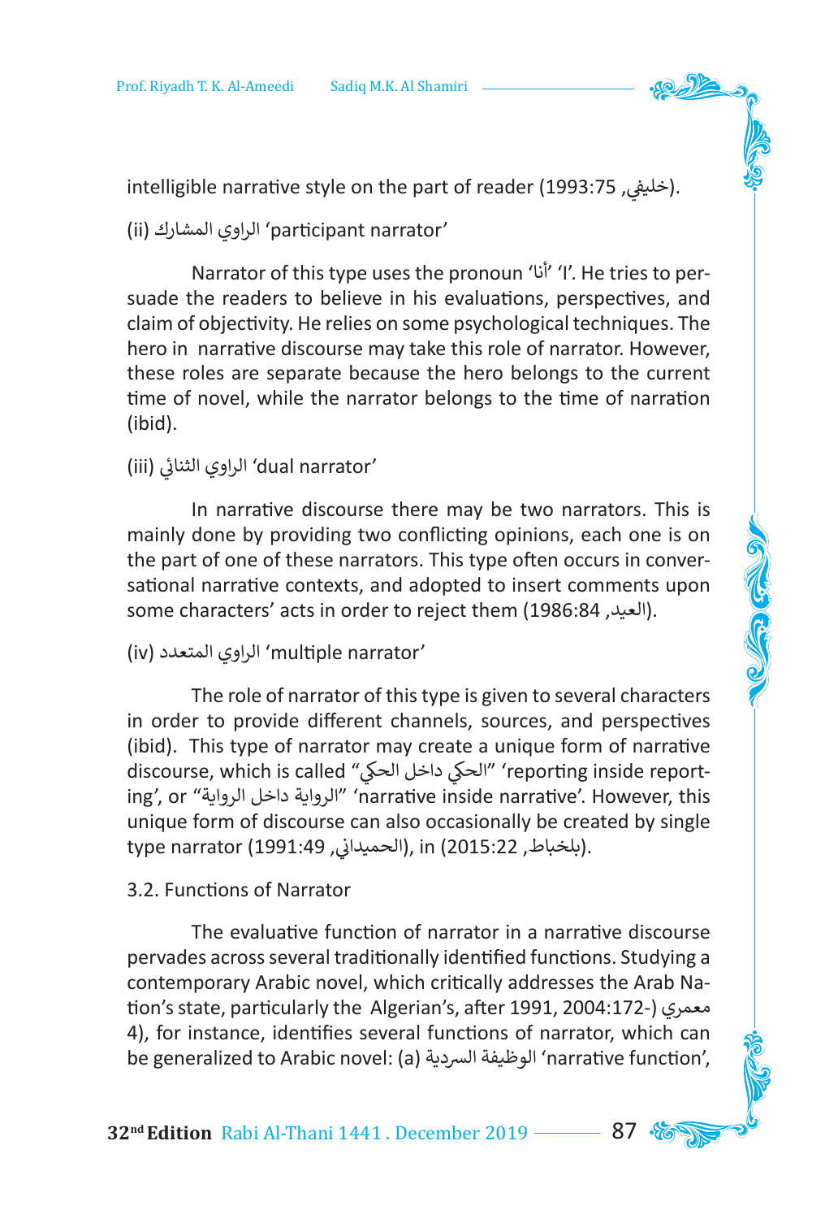intelligible narrative style on the part of reader (خليفي, 1993:75).

(ii) الراوي المشارك 'participant narrator'

Narrator of this type uses the pronoun 'أنا' 'I'. He tries to persuade the readers to believe in his evaluations, perspectives, and claim of objectivity. He relies on some psychological techniques. The hero in narrative discourse may take this role of narrator. However, these roles are separate because the hero belongs to the current time of novel, while the narrator belongs to the time of narration (ibid).

(iii) الراوي الثنائي 'dual narrator'

In narrative discourse there may be two narrators. This is mainly done by providing two conflicting opinions, each one is on the part of one of these narrators. This type often occurs in conversational narrative contexts, and adopted to insert comments upon some characters' acts in order to reject them (العيد, 1986:84).

(iv) الراوي المتعدد 'multiple narrator'

The role of narrator of this type is given to several characters in order to provide different channels, sources, and perspectives (ibid). This type of narrator may create a unique form of narrative discourse, which is called "الحكي داخل الحكي" 'reporting inside reporting', or "الرواية داخل الرواية" 'narrative inside narrative'. However, this unique form of discourse can also occasionally be created by single type narrator (الحميداني, 1991:49), in (بلخباط, 2015:22).

3.2. Functions of Narrator

The evaluative function of narrator in a narrative discourse pervades across several traditionally identified functions. Studying a contemporary Arabic novel, which critically addresses the Arab Nation's state, particularly the Algerian's, after 1991, معمري (2004:172-4), for instance, identifies several functions of narrator, which can be generalized to Arabic novel: (a) الوظيفة السردية 'narrative function',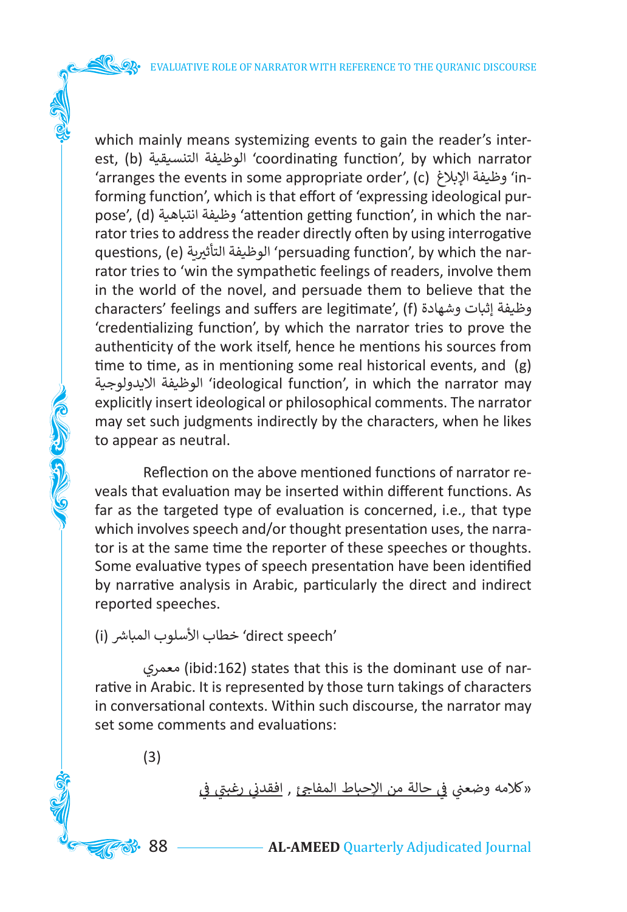which mainly means systemizing events to gain the reader's interest, (b) الوظيفة التنسيقية 'coordinating function', by which narrator 'arranges the events in some appropriate order', (c) وظيفة الإبلاغ 'informing function', which is that effort of 'expressing ideological purpose', (d) وظيفة انتباهية 'attention getting function', in which the narrator tries to address the reader directly often by using interrogative questions, (e) الوظيفة التأثيرية 'persuading function', by which the narrator tries to 'win the sympathetic feelings of readers, involve them in the world of the novel, and persuade them to believe that the characters' feelings and suffers are legitimate', (f) وظيفة إثبات وشهادة 'credentializing function', by which the narrator tries to prove the authenticity of the work itself, hence he mentions his sources from time to time, as in mentioning some real historical events, and (g) الوظيفة الايدولوجية 'ideological function', in which the narrator may explicitly insert ideological or philosophical comments. The narrator may set such judgments indirectly by the characters, when he likes to appear as neutral.

Reflection on the above mentioned functions of narrator reveals that evaluation may be inserted within different functions. As far as the targeted type of evaluation is concerned, i.e., that type which involves speech and/or thought presentation uses, the narrator is at the same time the reporter of these speeches or thoughts. Some evaluative types of speech presentation have been identified by narrative analysis in Arabic, particularly the direct and indirect reported speeches.

(i) خطاب الأسلوب المباشر 'direct speech'

معمري (ibid:162) states that this is the dominant use of narrative in Arabic. It is represented by those turn takings of characters in conversational contexts. Within such discourse, the narrator may set some comments and evaluations:

(3)

«كلامه وضعني في حالة من الإحباط المفاجئ , افقدني رغبتي في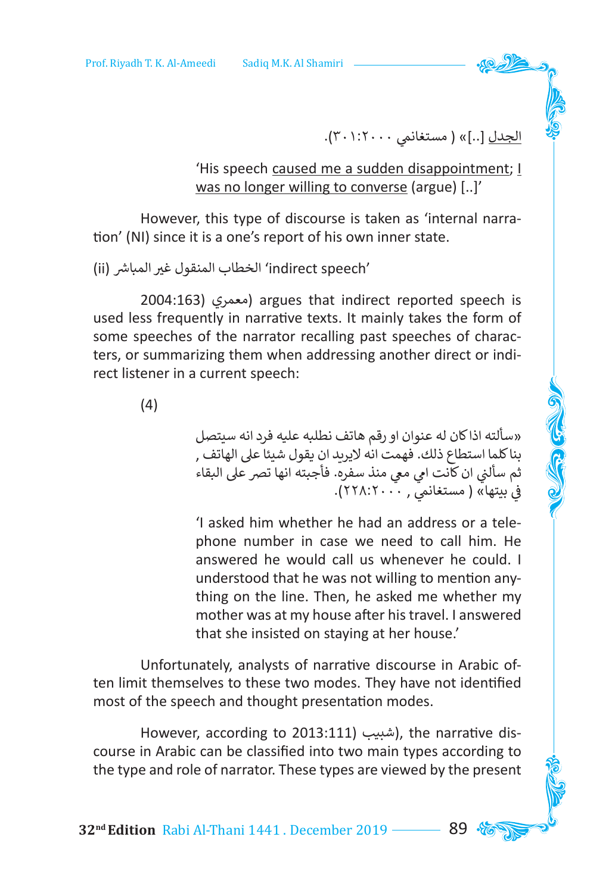الجدل [..]» ( مستغانمي ٢٠٠٠:٣٠١).

'His speech caused me a sudden disappointment; I was no longer willing to converse (argue) [..]'

However, this type of discourse is taken as 'internal narration' (NI) since it is a one's report of his own inner state.

(ii) الخطاب المنقول غير المباشر 'indirect speech'

2004:163 (معمري) argues that indirect reported speech is used less frequently in narrative texts. It mainly takes the form of some speeches of the narrator recalling past speeches of characters, or summarizing them when addressing another direct or indirect listener in a current speech:

(4)

«سألته اذا كان له عنوان او رقم هاتف نطلبه عليه فرد انه سيتصل بنا كلما استطاع ذلك. فهمت انه لايريد ان يقول شيئا على الهاتف , ثم سألني ان كانت امي معي منذ سفره. فأجبته انها تصر على البقاء في بيتها» ( مستغانمي , ٢٠٠٠:٢٢٨).

'I asked him whether he had an address or a telephone number in case we need to call him. He answered he would call us whenever he could. I understood that he was not willing to mention anything on the line. Then, he asked me whether my mother was at my house after his travel. I answered that she insisted on staying at her house.'

Unfortunately, analysts of narrative discourse in Arabic often limit themselves to these two modes. They have not identified most of the speech and thought presentation modes.

However, according to 2013:111 (شبيب), the narrative discourse in Arabic can be classified into two main types according to the type and role of narrator. These types are viewed by the present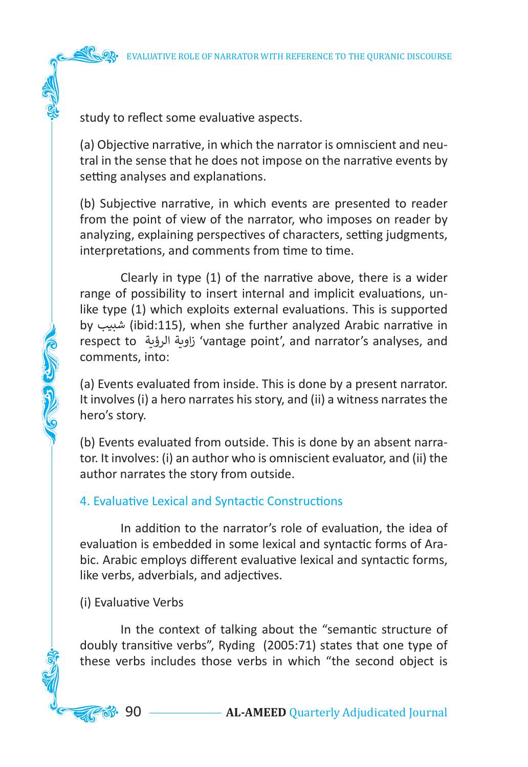study to reflect some evaluative aspects.

(a) Objective narrative, in which the narrator is omniscient and neutral in the sense that he does not impose on the narrative events by setting analyses and explanations.

(b) Subjective narrative, in which events are presented to reader from the point of view of the narrator, who imposes on reader by analyzing, explaining perspectives of characters, setting judgments, interpretations, and comments from time to time.

Clearly in type (1) of the narrative above, there is a wider range of possibility to insert internal and implicit evaluations, unlike type (1) which exploits external evaluations. This is supported by شبيب (ibid:115), when she further analyzed Arabic narrative in respect to زاوية الرؤية 'vantage point', and narrator's analyses, and comments, into:

(a) Events evaluated from inside. This is done by a present narrator. It involves (i) a hero narrates his story, and (ii) a witness narrates the hero's story.

(b) Events evaluated from outside. This is done by an absent narrator. It involves: (i) an author who is omniscient evaluator, and (ii) the author narrates the story from outside.

## 4. Evaluative Lexical and Syntactic Constructions

In addition to the narrator's role of evaluation, the idea of evaluation is embedded in some lexical and syntactic forms of Arabic. Arabic employs different evaluative lexical and syntactic forms, like verbs, adverbials, and adjectives.

### (i) Evaluative Verbs

In the context of talking about the "semantic structure of doubly transitive verbs", Ryding (2005:71) states that one type of these verbs includes those verbs in which "the second object is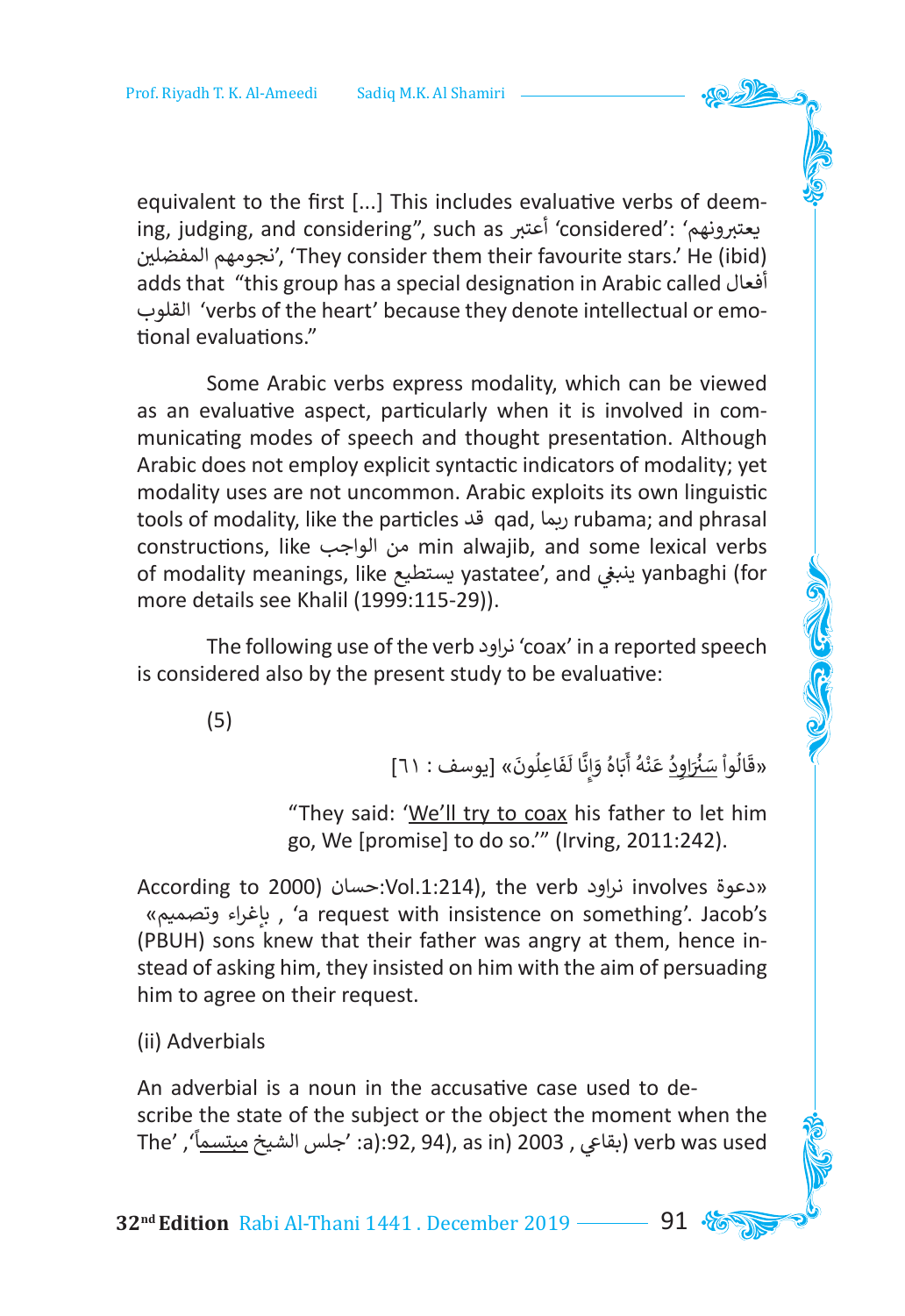equivalent to the first [...] This includes evaluative verbs of deeming, judging, and considering", such as أعتبر 'considered': 'يعتبرونهم نجومهم المفضلين', 'They consider them their favourite stars.' He (ibid) adds that "this group has a special designation in Arabic called أفعال القلوب 'verbs of the heart' because they denote intellectual or emotional evaluations."

Some Arabic verbs express modality, which can be viewed as an evaluative aspect, particularly when it is involved in communicating modes of speech and thought presentation. Although Arabic does not employ explicit syntactic indicators of modality; yet modality uses are not uncommon. Arabic exploits its own linguistic tools of modality, like the particles قد qad, ربما rubama; and phrasal constructions, like من الواجب min alwajib, and some lexical verbs of modality meanings, like يستطيع yastatee', and ينبغي yanbaghi (for more details see Khalil (1999:115-29)).

The following use of the verb نراود 'coax' in a reported speech is considered also by the present study to be evaluative:

(5)

«قَالُواْ سَنُرَاوِدُ عَنْهُ أَبَاهُ وَإِنَّا لَفَاعِلُونَ» [يوسف : ٦١]

"They said: 'We'll try to coax his father to let him go, We [promise] to do so.'" (Irving, 2011:242).

According to حسان:Vol.1:214 ,2000), the verb نراود involves «دعوة بإغراء وتصميم» , 'a request with insistence on something'. Jacob's (PBUH) sons knew that their father was angry at them, hence instead of asking him, they insisted on him with the aim of persuading him to agree on their request.

(ii) Adverbials

An adverbial is a noun in the accusative case used to describe the state of the subject or the object the moment when the verb was used (بقاعي , 2003 a:92, 94), as in) 'جلس الشيخ مبتسماً', 'The'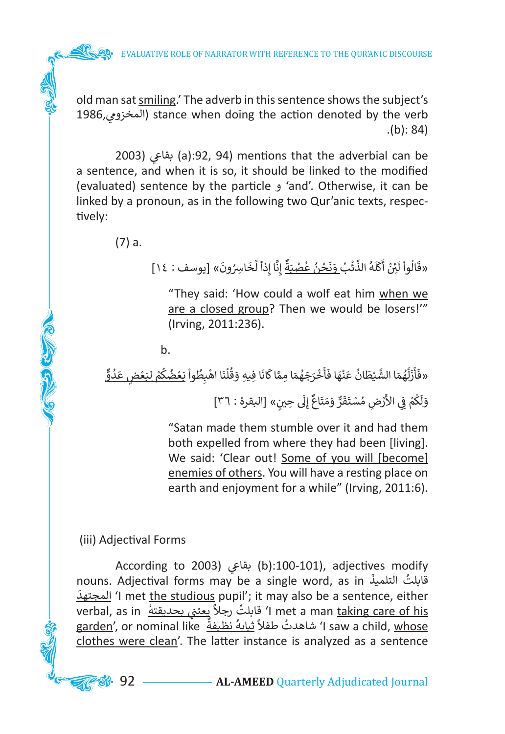old man sat <u>smiling</u>.' The adverb in this sentence shows the subject's (المخزومي,1986) stance when doing the action denoted by the verb (b): 84).

(بقاعي 2003 (a):92, 94) mentions that the adverbial can be a sentence, and when it is so, it should be linked to the modified (evaluated) sentence by the particle و 'and'. Otherwise, it can be linked by a pronoun, as in the following two Qur'anic texts, respectively:

(7) a.

«قَالُواْ لَئِنْ أَكَلَهُ الذِّئْبُ <u>وَنَحْنُ عُصْبَةٌ</u> إِنَّا إِذاً لَّخَاسِرُونَ» [يوسف : ١٤]

"They said: 'How could a wolf eat him <u>when we are a closed group</u>? Then we would be losers!'" (Irving, 2011:236).

b.

«فَأَزَلَّهُمَا الشَّيْطَانُ عَنْهَا فَأَخْرَجَهُمَا مِمَّا كَانَا فِيهِ وَقُلْنَا اهْبِطُواْ <u>بَعْضُكُمْ لِبَعْضٍ عَدُوٌّ</u> وَلَكُمْ فِي الأَرْضِ مُسْتَقَرٌّ وَمَتَاعٌ إِلَى حِينٍ» [البقرة : ٣٦]

"Satan made them stumble over it and had them both expelled from where they had been [living]. We said: 'Clear out! <u>Some of you will [become] enemies of others</u>. You will have a resting place on earth and enjoyment for a while" (Irving, 2011:6).

(iii) Adjectival Forms

According to (بقاعي 2003 (b):100-101), adjectives modify nouns. Adjectival forms may be a single word, as in قابلتُ التلميذَ <u>المجتهدَ</u> 'I met <u>the studious</u> pupil'; it may also be a sentence, either verbal, as in قابلتُ رجلاً <u>يعتني بحديقتهُ</u> 'I met a man <u>taking care of his garden</u>', or nominal like شاهدتُ طفلاً <u>ثيابهُ نظيفةٌ</u> 'I saw a child, <u>whose clothes were clean</u>'. The latter instance is analyzed as a sentence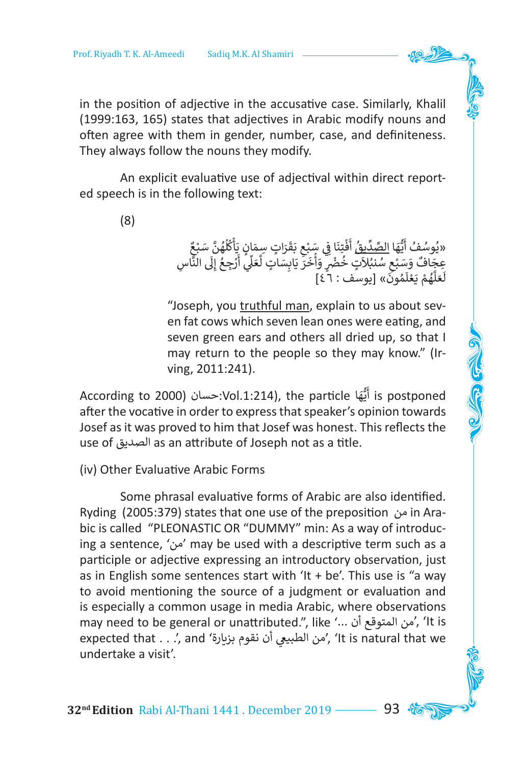in the position of adjective in the accusative case. Similarly, Khalil (1999:163, 165) states that adjectives in Arabic modify nouns and often agree with them in gender, number, case, and definiteness. They always follow the nouns they modify.

An explicit evaluative use of adjectival within direct reported speech is in the following text:

(8)

«يُوسُفُ أَيُّهَا الصِّدِّيقُ أَفْتِنَا فِي سَبْعِ بَقَرَاتٍ سِمَانٍ يَأْكُلُهُنَّ سَبْعٌ عِجَافٌ وَسَبْعِ سُنبُلَاتٍ خُضْرٍ وَأُخَرَ يَابِسَاتٍ لَّعَلِّي أَرْجِعُ إِلَى النَّاسِ لَعَلَّهُمْ يَعْلَمُونَ» [يوسف : ٤٦]

"Joseph, you truthful man, explain to us about seven fat cows which seven lean ones were eating, and seven green ears and others all dried up, so that I may return to the people so they may know." (Irving, 2011:241).

According to حسان 2000) :Vol.1:214), the particle أَيُّهَا is postponed after the vocative in order to express that speaker's opinion towards Josef as it was proved to him that Josef was honest. This reflects the use of الصديق as an attribute of Joseph not as a title.

(iv) Other Evaluative Arabic Forms

Some phrasal evaluative forms of Arabic are also identified. Ryding (2005:379) states that one use of the preposition من in Arabic is called "PLEONASTIC OR "DUMMY" min: As a way of introducing a sentence, 'من' may be used with a descriptive term such as a participle or adjective expressing an introductory observation, just as in English some sentences start with 'It + be'. This use is "a way to avoid mentioning the source of a judgment or evaluation and is especially a common usage in media Arabic, where observations may need to be general or unattributed.", like 'من المتوقع أن ...', 'It is expected that . . .', and 'من الطبيعي أن نقوم بزيارة', 'It is natural that we undertake a visit'.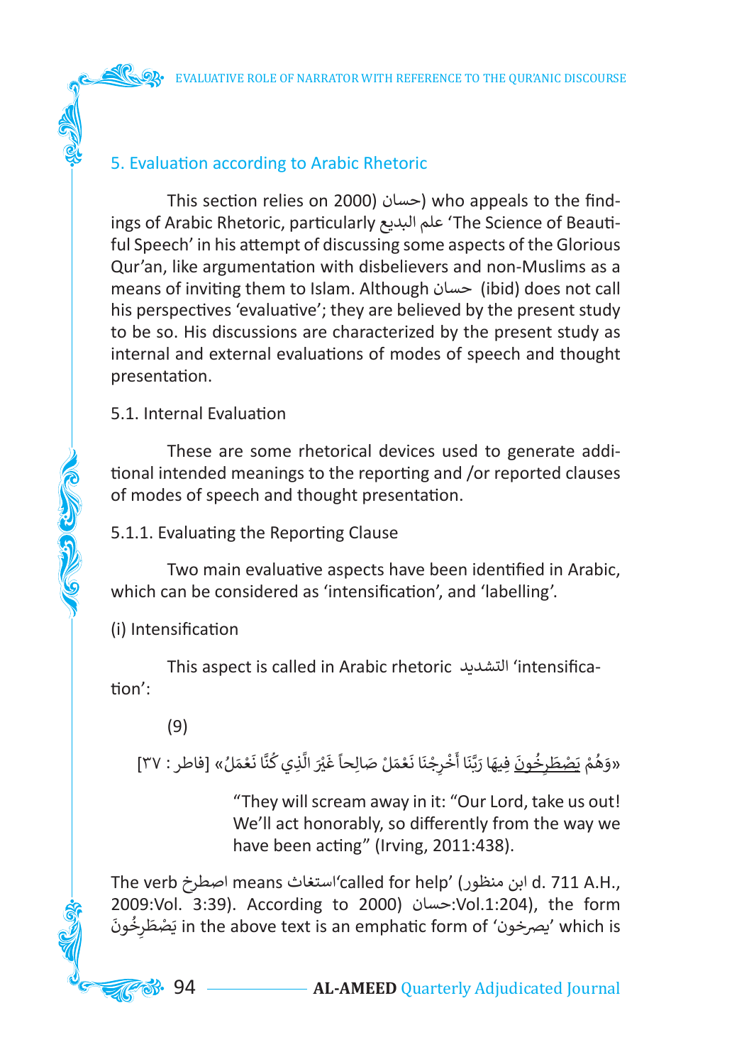## 5. Evaluation according to Arabic Rhetoric

This section relies on 2000) حسان) who appeals to the findings of Arabic Rhetoric, particularly علم البديع 'The Science of Beautiful Speech' in his attempt of discussing some aspects of the Glorious Qur'an, like argumentation with disbelievers and non-Muslims as a means of inviting them to Islam. Although حسان (ibid) does not call his perspectives 'evaluative'; they are believed by the present study to be so. His discussions are characterized by the present study as internal and external evaluations of modes of speech and thought presentation.

### 5.1. Internal Evaluation

These are some rhetorical devices used to generate additional intended meanings to the reporting and /or reported clauses of modes of speech and thought presentation.

#### 5.1.1. Evaluating the Reporting Clause

Two main evaluative aspects have been identified in Arabic, which can be considered as 'intensification', and 'labelling'.

(i) Intensification

This aspect is called in Arabic rhetoric التشديد 'intensification':

(9)

«وَهُمْ <u>يَصْطَرِخُونَ</u> فِيهَا رَبَّنَا أَخْرِجْنَا نَعْمَلْ صَالِحاً غَيْرَ الَّذِي كُنَّا نَعْمَلُ» [فاطر : ٣٧]

> "They will scream away in it: "Our Lord, take us out! We'll act honorably, so differently from the way we have been acting" (Irving, 2011:438).

The verb اصطرخ means استغاث'called for help' (ابن منظور d. 711 A.H., 2009:Vol. 3:39). According to 2000) حسان:Vol.1:204), the form يَصْطَرِخُونَ in the above text is an emphatic form of 'يصرخون' which is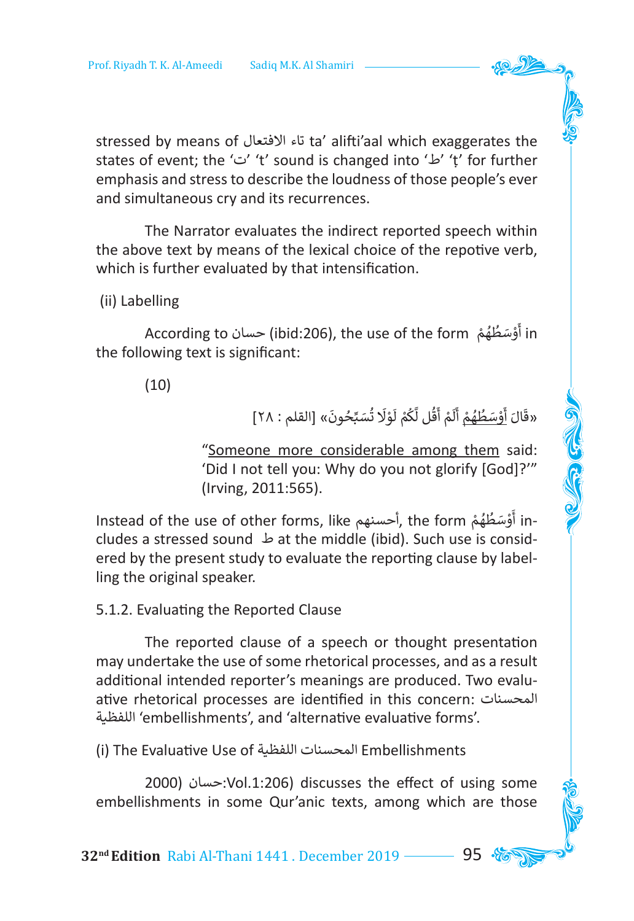stressed by means of تاء الافتعال ta' alifti'aal which exaggerates the states of event; the 'ت' 't' sound is changed into 'ط' 'ṭ' for further emphasis and stress to describe the loudness of those people's ever and simultaneous cry and its recurrences.

The Narrator evaluates the indirect reported speech within the above text by means of the lexical choice of the repotive verb, which is further evaluated by that intensification.

(ii) Labelling

According to حسان (ibid:206), the use of the form أَوْسَطُهُمْ in the following text is significant:

(10)

«قَالَ أَوْسَطُهُمْ أَلَمْ أَقُل لَّكُمْ لَوْلَا تُسَبِّحُونَ» [القلم : ٢٨]

> "Someone more considerable among them said: 'Did I not tell you: Why do you not glorify [God]?'" (Irving, 2011:565).

Instead of the use of other forms, like أحسنهم, the form أَوْسَطُهُمْ includes a stressed sound ط at the middle (ibid). Such use is considered by the present study to evaluate the reporting clause by labelling the original speaker.

### 5.1.2. Evaluating the Reported Clause

The reported clause of a speech or thought presentation may undertake the use of some rhetorical processes, and as a result additional intended reporter's meanings are produced. Two evaluative rhetorical processes are identified in this concern: المحسنات اللفظية 'embellishments', and 'alternative evaluative forms'.

(i) The Evaluative Use of المحسنات اللفظية Embellishments

حسان (2000:Vol.1:206) discusses the effect of using some embellishments in some Qur'anic texts, among which are those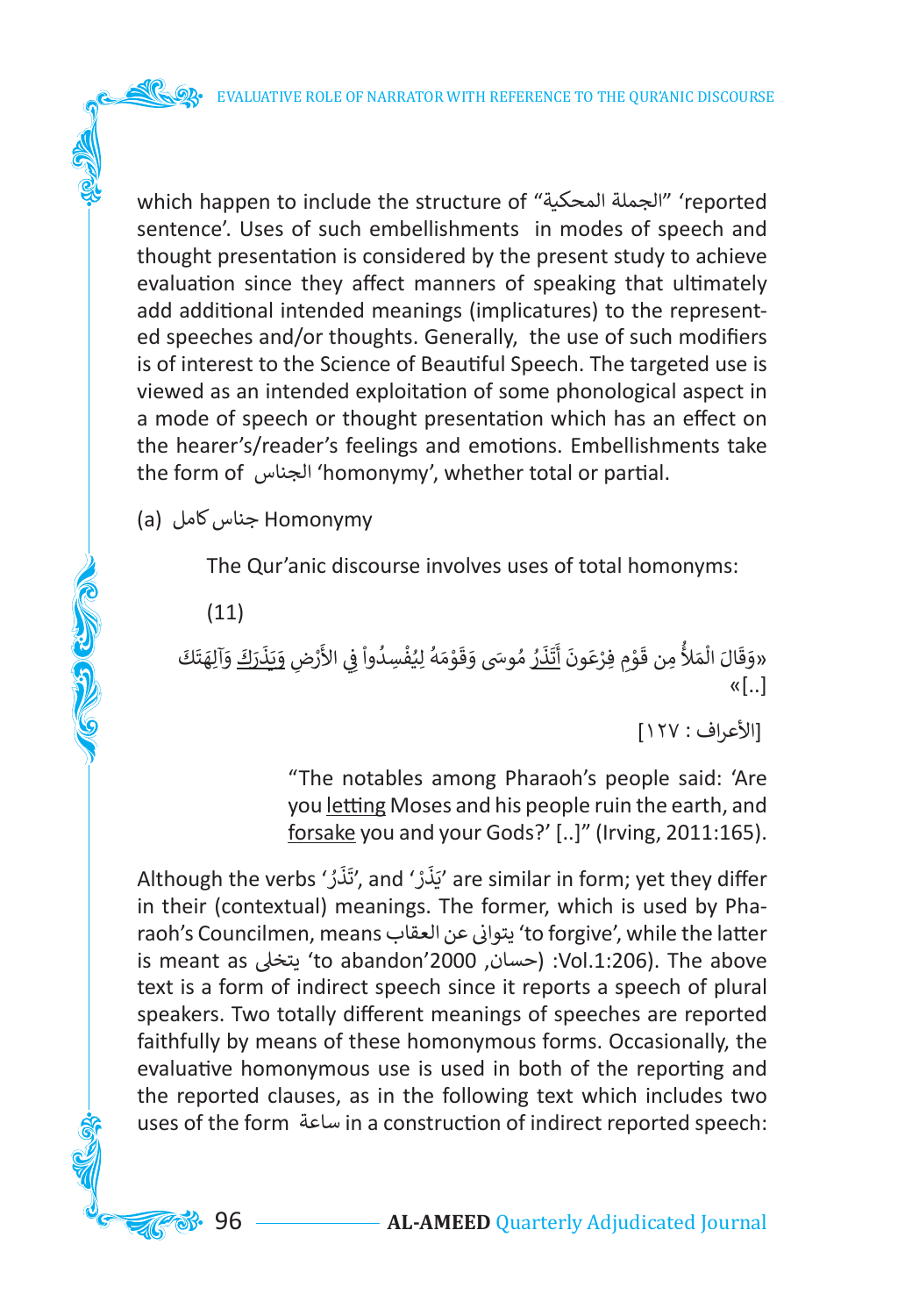which happen to include the structure of "الجملة المحكية" 'reported sentence'. Uses of such embellishments in modes of speech and thought presentation is considered by the present study to achieve evaluation since they affect manners of speaking that ultimately add additional intended meanings (implicatures) to the represented speeches and/or thoughts. Generally, the use of such modifiers is of interest to the Science of Beautiful Speech. The targeted use is viewed as an intended exploitation of some phonological aspect in a mode of speech or thought presentation which has an effect on the hearer's/reader's feelings and emotions. Embellishments take the form of الجناس 'homonymy', whether total or partial.

(a) جناس كامل Homonymy

The Qur'anic discourse involves uses of total homonyms:

(11)

«وَقَالَ الْمَلأُ مِن قَوْمِ فِرْعَونَ أَتَذَرُ مُوسَى وَقَوْمَهُ لِيُفْسِدُواْ فِي الأَرْضِ وَيَذَرَكَ وَآلِهَتَكَ [..]»

[الأعراف : ١٢٧]

"The notables among Pharaoh's people said: 'Are you letting Moses and his people ruin the earth, and forsake you and your Gods?' [..]" (Irving, 2011:165).

Although the verbs 'تَذَرُ', and 'يَذَرْ' are similar in form; yet they differ in their (contextual) meanings. The former, which is used by Pharaoh's Councilmen, means يتوانى عن العقاب 'to forgive', while the latter is meant as يتخلى 'to abandon'(حسان, 2000 :Vol.1:206). The above text is a form of indirect speech since it reports a speech of plural speakers. Two totally different meanings of speeches are reported faithfully by means of these homonymous forms. Occasionally, the evaluative homonymous use is used in both of the reporting and the reported clauses, as in the following text which includes two uses of the form ساعة in a construction of indirect reported speech: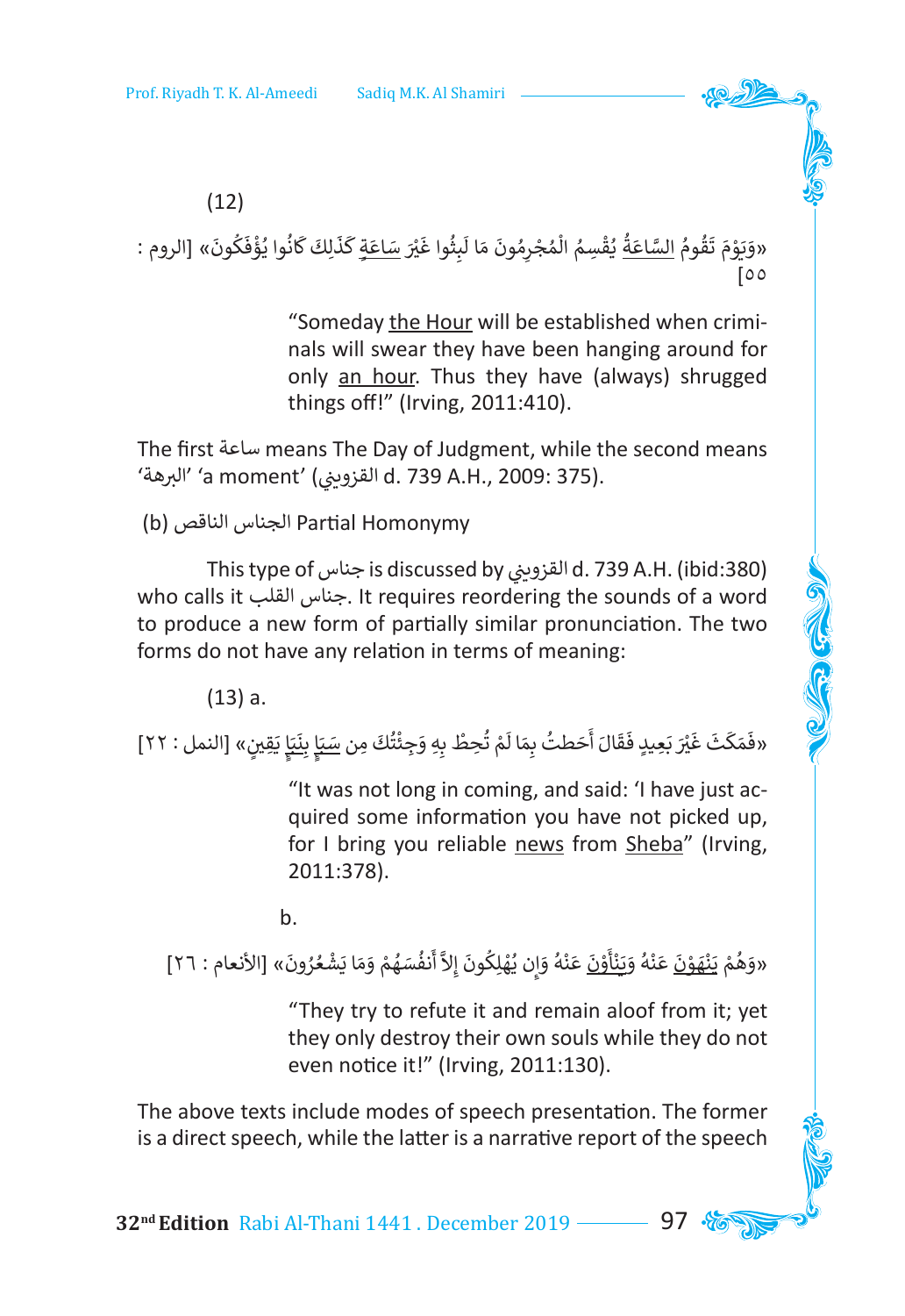(12)

«وَيَوْمَ تَقُومُ السَّاعَةُ يُقْسِمُ الْمُجْرِمُونَ مَا لَبِثُوا غَيْرَ سَاعَةٍ كَذَلِكَ كَانُوا يُؤْفَكُونَ» [الروم : ٥٥]

> "Someday the Hour will be established when criminals will swear they have been hanging around for only an hour. Thus they have (always) shrugged things off!" (Irving, 2011:410).

The first ساعة means The Day of Judgment, while the second means 'البرهة' 'a moment' (القزويني d. 739 A.H., 2009: 375).

(b) الجناس الناقص Partial Homonymy

This type of جناس is discussed by القزويني d. 739 A.H. (ibid:380) who calls it جناس القلب. It requires reordering the sounds of a word to produce a new form of partially similar pronunciation. The two forms do not have any relation in terms of meaning:

(13) a.

«فَمَكَثَ غَيْرَ بَعِيدٍ فَقَالَ أَحَطتُ بِمَا لَمْ تُحِطْ بِهِ وَجِئْتُكَ مِن سَبَإٍ بِنَبَإٍ يَقِينٍ» [النمل : ٢٢]

> "It was not long in coming, and said: 'I have just acquired some information you have not picked up, for I bring you reliable news from Sheba" (Irving, 2011:378).

b.

«وَهُمْ يَنْهَوْنَ عَنْهُ وَيَنْأَوْنَ عَنْهُ وَإِن يُهْلِكُونَ إِلاَّ أَنفُسَهُمْ وَمَا يَشْعُرُونَ» [الأنعام : ٢٦]

> "They try to refute it and remain aloof from it; yet they only destroy their own souls while they do not even notice it!" (Irving, 2011:130).

The above texts include modes of speech presentation. The former is a direct speech, while the latter is a narrative report of the speech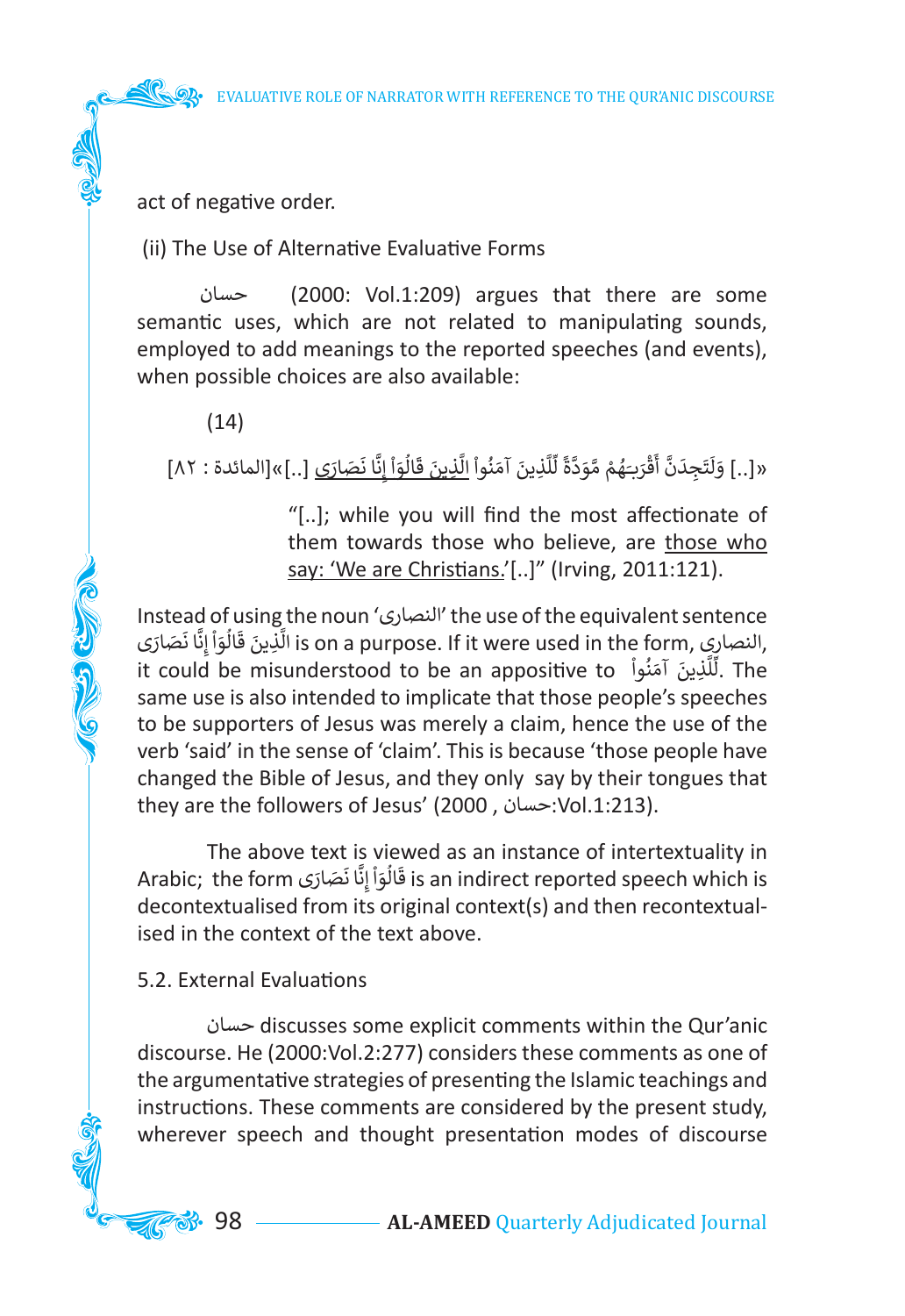act of negative order.

(ii) The Use of Alternative Evaluative Forms

حسان (2000: Vol.1:209) argues that there are some semantic uses, which are not related to manipulating sounds, employed to add meanings to the reported speeches (and events), when possible choices are also available:

(14)

«[..] وَلَتَجِدَنَّ أَقْرَبَهُمْ مَّوَدَّةً لِّلَّذِينَ آمَنُواْ الَّذِينَ قَالُوَاْ إِنَّا نَصَارَى [..]»[المائدة : ٨٢]

> "[..]; while you will find the most affectionate of them towards those who believe, are those who say: 'We are Christians.'[..]" (Irving, 2011:121).

Instead of using the noun 'النصارى' the use of the equivalent sentence الَّذِينَ قَالُوَاْ إِنَّا نَصَارَى is on a purpose. If it were used in the form, النصارى, it could be misunderstood to be an appositive to لِّلَّذِينَ آمَنُواْ. The same use is also intended to implicate that those people's speeches to be supporters of Jesus was merely a claim, hence the use of the verb 'said' in the sense of 'claim'. This is because 'those people have changed the Bible of Jesus, and they only say by their tongues that they are the followers of Jesus' (2000 , حسان:Vol.1:213).

The above text is viewed as an instance of intertextuality in Arabic; the form قَالُوَاْ إِنَّا نَصَارَى is an indirect reported speech which is decontextualised from its original context(s) and then recontextualised in the context of the text above.

## 5.2. External Evaluations

حسان discusses some explicit comments within the Qur'anic discourse. He (2000:Vol.2:277) considers these comments as one of the argumentative strategies of presenting the Islamic teachings and instructions. These comments are considered by the present study, wherever speech and thought presentation modes of discourse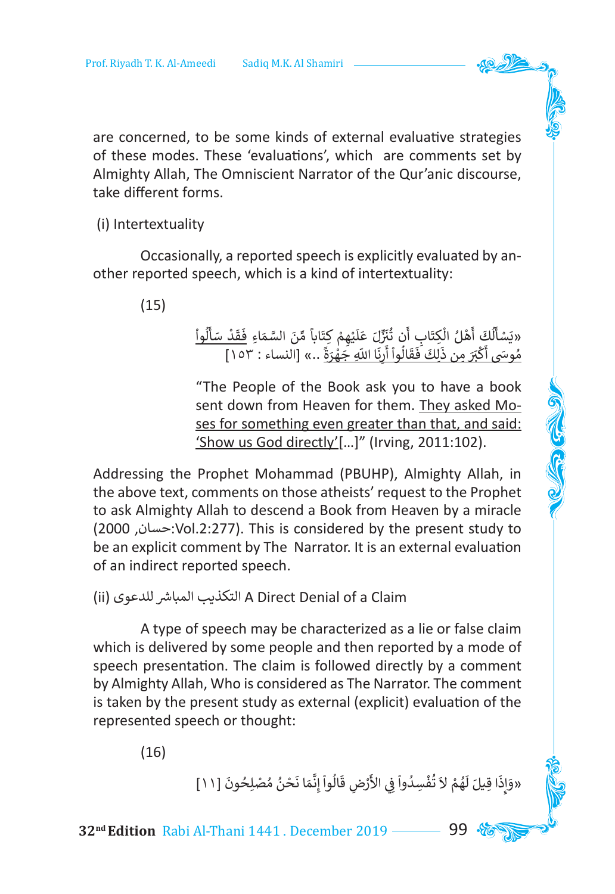are concerned, to be some kinds of external evaluative strategies of these modes. These 'evaluations', which are comments set by Almighty Allah, The Omniscient Narrator of the Qur'anic discourse, take different forms.

(i) Intertextuality

Occasionally, a reported speech is explicitly evaluated by another reported speech, which is a kind of intertextuality:

(15)

«يَسْأَلُكَ أَهْلُ الْكِتَابِ أَن تُنَزِّلَ عَلَيْهِمْ كِتَاباً مِّنَ السَّمَاءِ فَقَدْ سَأَلُواْ مُوسَى أَكْبَرَ مِن ذَلِكَ فَقَالُواْ أَرِنَا اللّهِ جَهْرَةً ..» [النساء : ١٥٣]

"The People of the Book ask you to have a book sent down from Heaven for them. They asked Moses for something even greater than that, and said: 'Show us God directly'[…]" (Irving, 2011:102).

Addressing the Prophet Mohammad (PBUHP), Almighty Allah, in the above text, comments on those atheists' request to the Prophet to ask Almighty Allah to descend a Book from Heaven by a miracle (حسان, 2000:Vol.2:277). This is considered by the present study to be an explicit comment by The Narrator. It is an external evaluation of an indirect reported speech.

(ii) التكذيب المباشر للدعوى A Direct Denial of a Claim

A type of speech may be characterized as a lie or false claim which is delivered by some people and then reported by a mode of speech presentation. The claim is followed directly by a comment by Almighty Allah, Who is considered as The Narrator. The comment is taken by the present study as external (explicit) evaluation of the represented speech or thought:

(16)

«وَإِذَا قِيلَ لَهُمْ لاَ تُفْسِدُواْ فِي الأَرْضِ قَالُواْ إِنَّمَا نَحْنُ مُصْلِحُونَ [١١]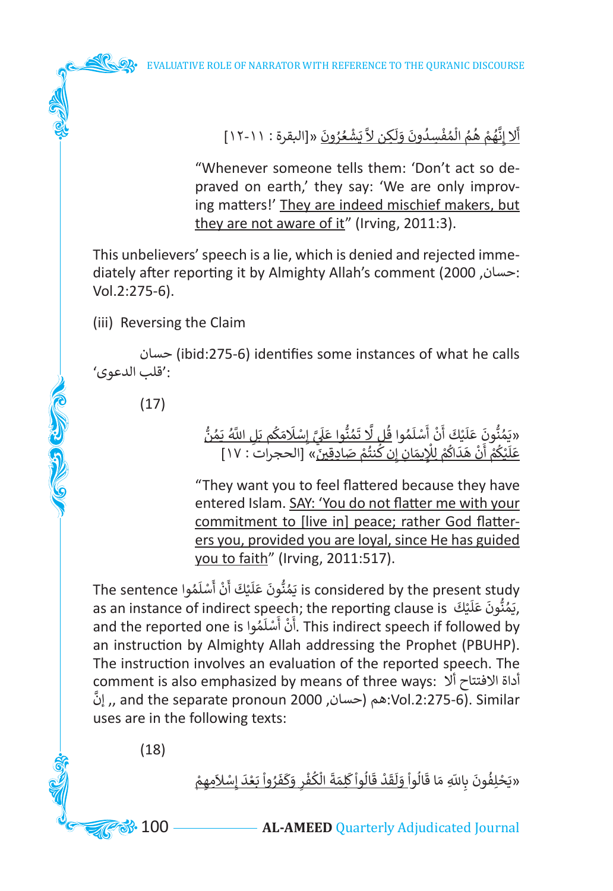أَلا إِنَّهُمْ هُمُ الْمُفْسِدُونَ وَلَكِن لاَّ يَشْعُرُونَ «[البقرة : ١١-١٢]

"Whenever someone tells them: 'Don't act so depraved on earth,' they say: 'We are only improving matters!' They are indeed mischief makers, but they are not aware of it" (Irving, 2011:3).

This unbelievers' speech is a lie, which is denied and rejected immediately after reporting it by Almighty Allah's comment (حسان, 2000: Vol.2:275-6).

(iii) Reversing the Claim

حسان (ibid:275-6) identifies some instances of what he calls 'قلب الدعوى':

(17)

«يَمُنُّونَ عَلَيْكَ أَنْ أَسْلَمُوا قُل لَّا تَمُنُّوا عَلَيَّ إِسْلَامَكُم بَلِ اللَّهُ يَمُنُّ عَلَيْكُمْ أَنْ هَدَاكُمْ لِلْإِيمَانِ إِن كُنتُمْ صَادِقِينَ» [الحجرات : ١٧]

"They want you to feel flattered because they have entered Islam. SAY: 'You do not flatter me with your commitment to [live in] peace; rather God flatterers you, provided you are loyal, since He has guided you to faith" (Irving, 2011:517).

The sentence يَمُنُّونَ عَلَيْكَ أَنْ أَسْلَمُوا is considered by the present study as an instance of indirect speech; the reporting clause is يَمُنُّونَ عَلَيْكَ, and the reported one is أَنْ أَسْلَمُوا. This indirect speech if followed by an instruction by Almighty Allah addressing the Prophet (PBUHP). The instruction involves an evaluation of the reported speech. The comment is also emphasized by means of three ways: أداة الافتتاح ألا, إنَّ, and the separate pronoun هم (حسان, 2000:Vol.2:275-6). Similar uses are in the following texts:

(18)

«يَحْلِفُونَ بِاللّهِ مَا قَالُواْ وَلَقَدْ قَالُواْ كَلِمَةَ الْكُفْرِ وَكَفَرُواْ بَعْدَ إِسْلاَمِهِمْ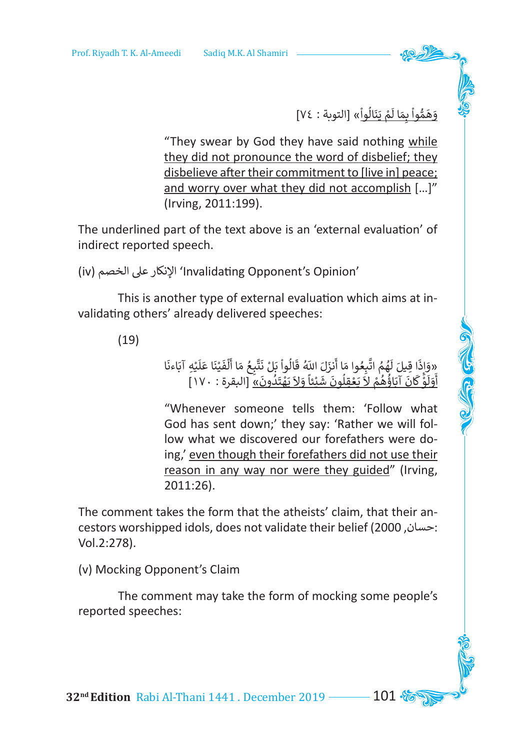وَهَمُّواْ بِمَا لَمْ يَنَالُواْ» [التوبة : ٧٤]

> "They swear by God they have said nothing <u>while they did not pronounce the word of disbelief; they disbelieve after their commitment to [live in] peace; and worry over what they did not accomplish</u> [...]" (Irving, 2011:199).

The underlined part of the text above is an 'external evaluation' of indirect reported speech.

(iv) الإنكار على الخصم 'Invalidating Opponent's Opinion'

This is another type of external evaluation which aims at invalidating others' already delivered speeches:

(19)

«وَإِذَا قِيلَ لَهُمُ اتَّبِعُوا مَا أَنزَلَ اللّهُ قَالُواْ بَلْ نَتَّبِعُ مَا أَلْفَيْنَا عَلَيْهِ آبَاءنَا <u>أَوَلَوْ كَانَ آبَاؤُهُمْ لاَ يَعْقِلُونَ شَيْئاً وَلاَ يَهْتَدُونَ»</u> [البقرة : ١٧٠]

> "Whenever someone tells them: 'Follow what God has sent down;' they say: 'Rather we will follow what we discovered our forefathers were doing,' <u>even though their forefathers did not use their reason in any way nor were they guided</u>" (Irving, 2011:26).

The comment takes the form that the atheists' claim, that their ancestors worshipped idols, does not validate their belief (حسان, 2000: Vol.2:278).

(v) Mocking Opponent's Claim

The comment may take the form of mocking some people's reported speeches: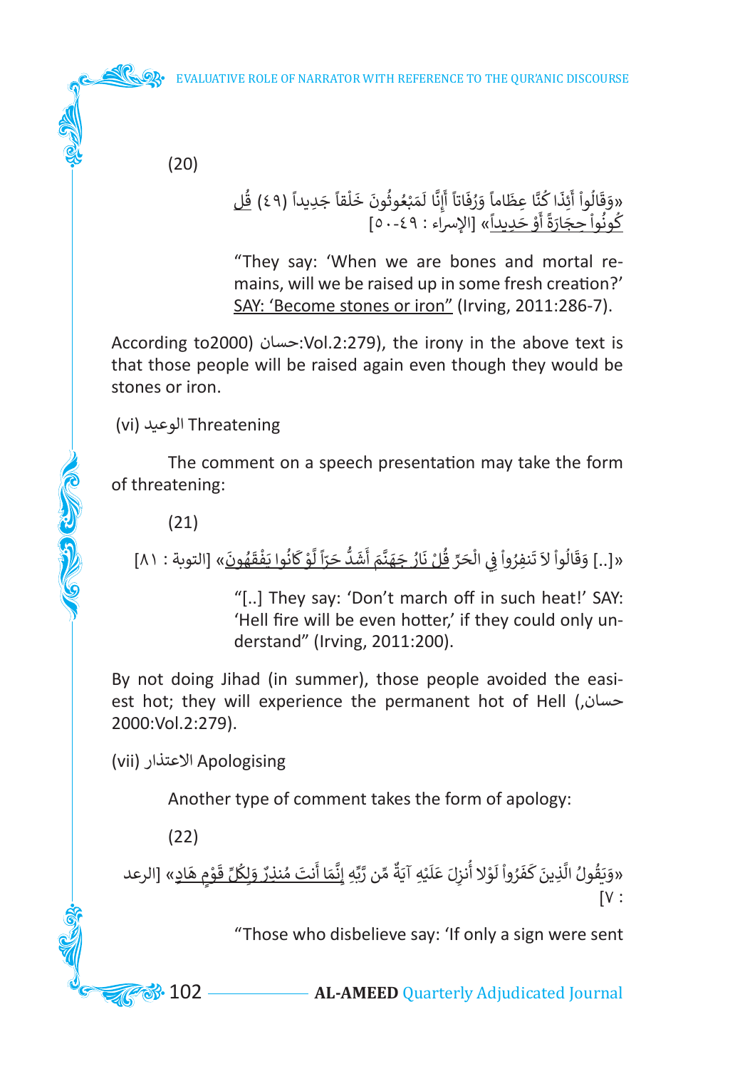(20)

«وَقَالُواْ أَئِذَا كُنَّا عِظَاماً وَرُفَاتاً أَإِنَّا لَمَبْعُوثُونَ خَلْقاً جَدِيداً (٤٩) قُل كُونُواْ حِجَارَةً أَوْ حَدِيداً» [الإسراء : ٤٩-٥٠]

"They say: 'When we are bones and mortal remains, will we be raised up in some fresh creation?' SAY: 'Become stones or iron" (Irving, 2011:286-7).

According to2000) حسان:Vol.2:279), the irony in the above text is that those people will be raised again even though they would be stones or iron.

(vi) الوعيد Threatening

The comment on a speech presentation may take the form of threatening:

(21)

«[..] وَقَالُواْ لاَ تَنفِرُواْ فِي الْحَرِّ قُلْ نَارُ جَهَنَّمَ أَشَدُّ حَرّاً لَّوْ كَانُوا يَفْقَهُونَ» [التوبة : ٨١]

"[..] They say: 'Don't march off in such heat!' SAY: 'Hell fire will be even hotter,' if they could only understand" (Irving, 2011:200).

By not doing Jihad (in summer), those people avoided the easiest hot; they will experience the permanent hot of Hell (حسان, 2000:Vol.2:279).

(vii) الاعتذار Apologising

Another type of comment takes the form of apology:

(22)

«وَيَقُولُ الَّذِينَ كَفَرُواْ لَوْلا أُنزِلَ عَلَيْهِ آيَةٌ مِّن رَّبِّهِ إِنَّمَا أَنتَ مُنذِرٌ وَلِكُلِّ قَوْمٍ هَادٍ» [الرعد : ٧]

"Those who disbelieve say: 'If only a sign were sent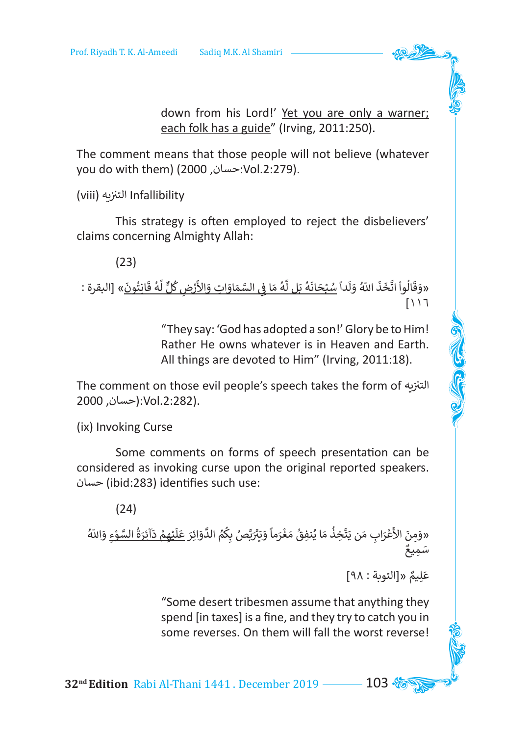down from his Lord!' <u>Yet you are only a warner; each folk has a guide</u>" (Irving, 2011:250).

The comment means that those people will not believe (whatever you do with them) (حسان, 2000:Vol.2:279).

(viii) التنزيه Infallibility

This strategy is often employed to reject the disbelievers' claims concerning Almighty Allah:

(23)

«وَقَالُواْ اتَّخَذَ اللّهُ وَلَداً <u>سُبْحَانَهُ بَل لَّهُ مَا فِي السَّمَاوَاتِ وَالأَرْضِ كُلٌّ لَّهُ قَانِتُونَ</u>» [البقرة : ١١٦]

"They say: 'God has adopted a son!' Glory be to Him! Rather He owns whatever is in Heaven and Earth. All things are devoted to Him" (Irving, 2011:18).

The comment on those evil people's speech takes the form of التنزيه (حسان, 2000):Vol.2:282).

(ix) Invoking Curse

Some comments on forms of speech presentation can be considered as invoking curse upon the original reported speakers. حسان (ibid:283) identifies such use:

(24)

«وَمِنَ الأَعْرَابِ مَن يَتَّخِذُ مَا يُنفِقُ مَغْرَماً وَيَتَرَبَّصُ بِكُمُ الدَّوَائِرَ <u>عَلَيْهِمْ دَآئِرَةُ السَّوْءِ</u> وَاللّهُ سَمِيعٌ عَلِيمٌ «[التوبة : ٩٨]

"Some desert tribesmen assume that anything they spend [in taxes] is a fine, and they try to catch you in some reverses. On them will fall the worst reverse!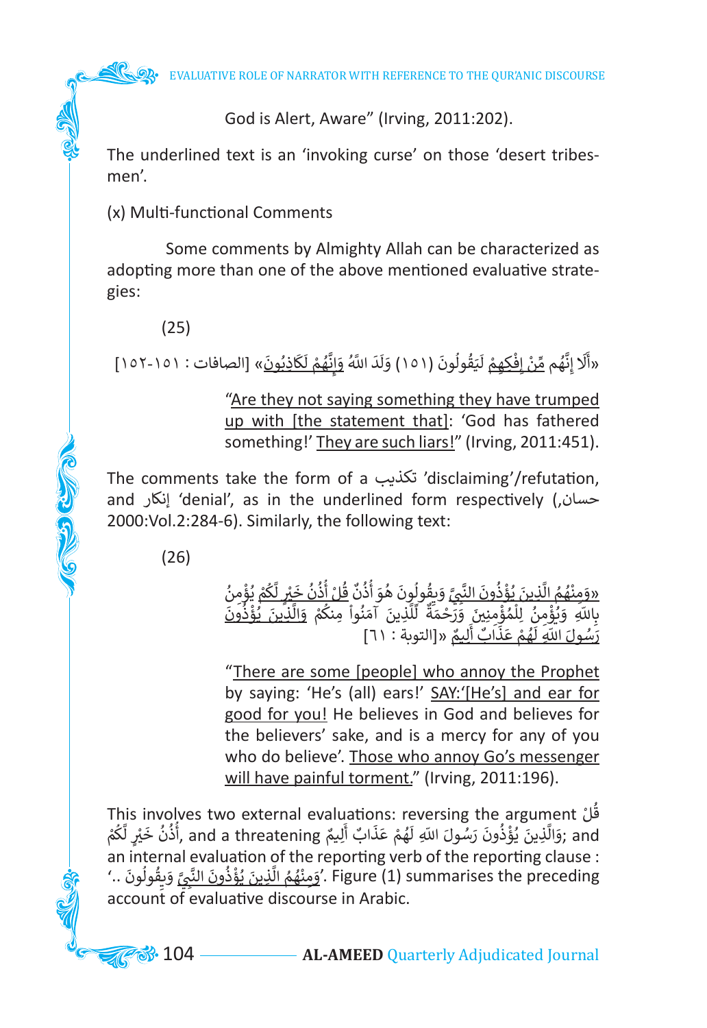God is Alert, Aware" (Irving, 2011:202).

The underlined text is an 'invoking curse' on those 'desert tribesmen'.

(x) Multi-functional Comments

Some comments by Almighty Allah can be characterized as adopting more than one of the above mentioned evaluative strategies:

(25)

«أَلَا إِنَّهُم مِّنْ إِفْكِهِمْ لَيَقُولُونَ (١٥١) وَلَدَ اللَّهُ وَإِنَّهُمْ لَكَاذِبُونَ» [الصافات : ١٥١-١٥٢]

"Are they not saying something they have trumped up with [the statement that]: 'God has fathered something!' They are such liars!" (Irving, 2011:451).

The comments take the form of a تكذيب 'disclaiming'/refutation, and إنكار 'denial', as in the underlined form respectively (حسان, 2000:Vol.2:284-6). Similarly, the following text:

(26)

«وَمِنْهُمُ الَّذِينَ يُؤْذُونَ النَّبِيَّ وَيِقُولُونَ هُوَ أُذُنٌ قُلْ أُذُنُ خَيْرٍ لَّكُمْ يُؤْمِنُ بِاللّهِ وَيُؤْمِنُ لِلْمُؤْمِنِينَ وَرَحْمَةٌ لِّلَّذِينَ آمَنُواْ مِنكُمْ وَالَّذِينَ يُؤْذُونَ رَسُولَ اللّهِ لَهُمْ عَذَابٌ أَلِيمٌ» [التوبة : ٦١]

"There are some [people] who annoy the Prophet by saying: 'He's (all) ears!' SAY:'[He's] and ear for good for you! He believes in God and believes for the believers' sake, and is a mercy for any of you who do believe'. Those who annoy Go's messenger will have painful torment." (Irving, 2011:196).

This involves two external evaluations: reversing the argument قُلْ أُذُنُ خَيْرٍ لَّكُمْ, and a threatening وَالَّذِينَ يُؤْذُونَ رَسُولَ اللّهِ لَهُمْ عَذَابٌ أَلِيمٌ; and an internal evaluation of the reporting verb of the reporting clause : 'وَمِنْهُمُ الَّذِينَ يُؤْذُونَ النَّبِيَّ وَيِقُولُونَ ..'. Figure (1) summarises the preceding account of evaluative discourse in Arabic.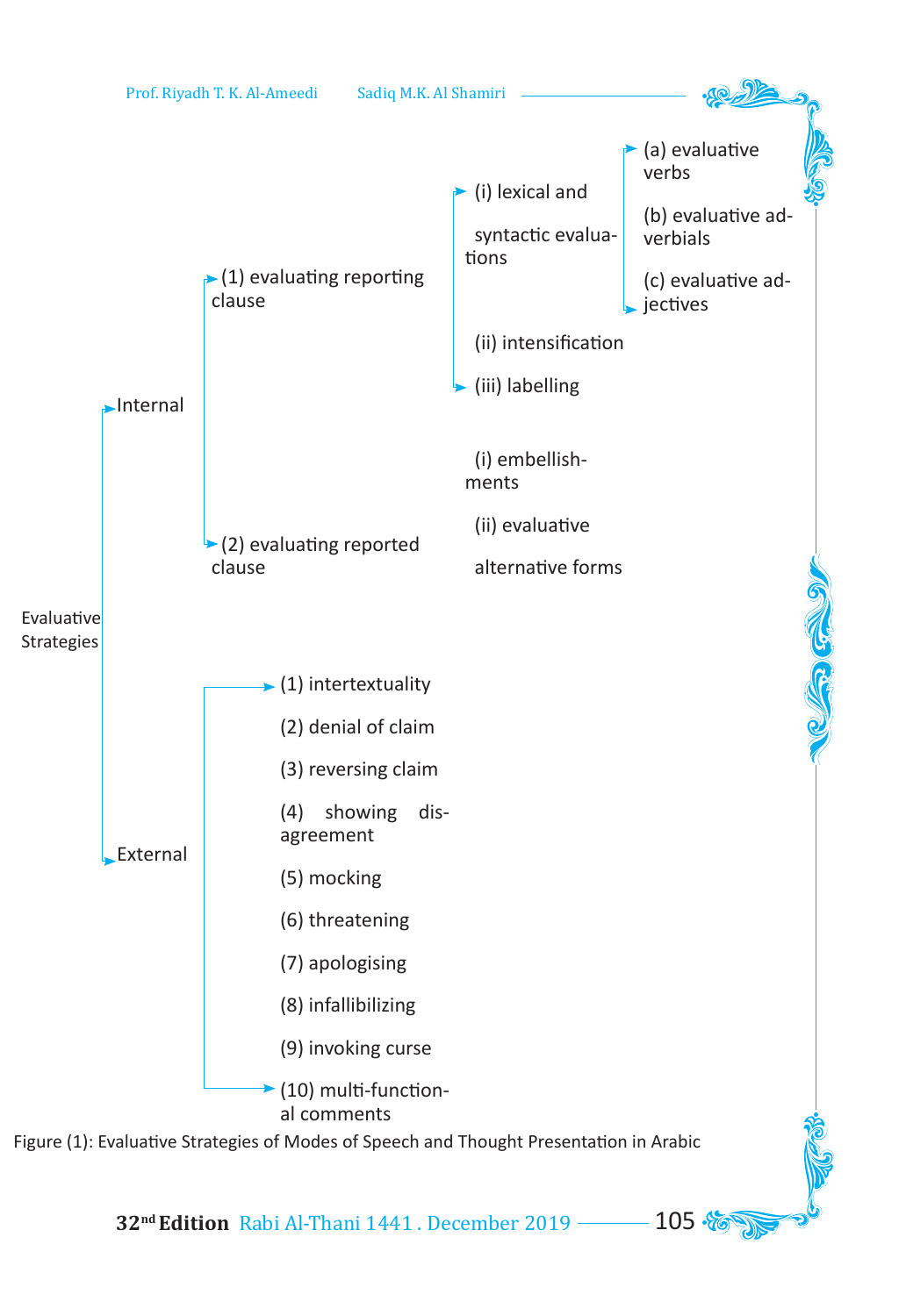- Evaluative Strategies
  - Internal
    - (1) evaluating reporting clause
      - (i) lexical and syntactic evaluations
        - (a) evaluative verbs
        - (b) evaluative adverbials
        - (c) evaluative adjectives
      - (ii) intensification
      - (iii) labelling
    - (2) evaluating reported clause
      - (i) embellishments
      - (ii) evaluative alternative forms
  - External
    - (1) intertextuality
    - (2) denial of claim
    - (3) reversing claim
    - (4) showing disagreement
    - (5) mocking
    - (6) threatening
    - (7) apologising
    - (8) infallibilizing
    - (9) invoking curse
    - (10) multi-functional comments

Figure (1): Evaluative Strategies of Modes of Speech and Thought Presentation in Arabic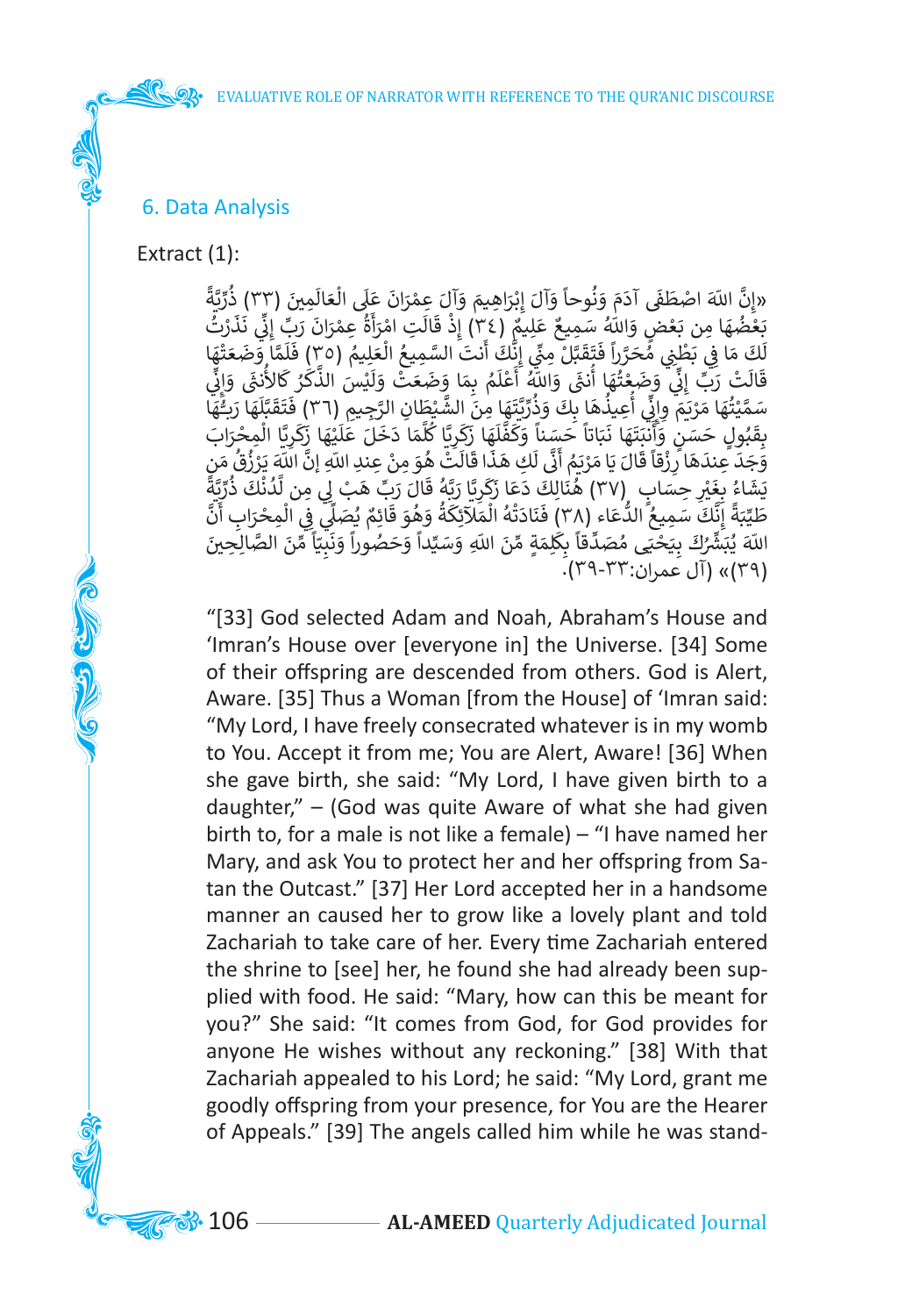## 6. Data Analysis

Extract (1):

«إِنَّ اللّهَ اصْطَفَى آدَمَ وَنُوحاً وَآلَ إِبْرَاهِيمَ وَآلَ عِمْرَانَ عَلَى الْعَالَمِينَ (٣٣) ذُرِّيَّةً بَعْضُهَا مِن بَعْضٍ وَاللّهُ سَمِيعٌ عَلِيمٌ (٣٤) إِذْ قَالَتِ امْرَأَةُ عِمْرَانَ رَبِّ إِنِّي نَذَرْتُ لَكَ مَا فِي بَطْنِي مُحَرَّراً فَتَقَبَّلْ مِنِّي إِنَّكَ أَنتَ السَّمِيعُ الْعَلِيمُ (٣٥) فَلَمَّا وَضَعَتْهَا قَالَتْ رَبِّ إِنِّي وَضَعْتُهَا أُنثَى وَاللّهُ أَعْلَمُ بِمَا وَضَعَتْ وَلَيْسَ الذَّكَرُ كَالأُنثَى وَإِنِّي سَمَّيْتُهَا مَرْيَمَ وِإِنِّي أُعِيذُهَا بِكَ وَذُرِّيَّتَهَا مِنَ الشَّيْطَانِ الرَّجِيمِ (٣٦) فَتَقَبَّلَهَا رَبُّهَا بِقَبُولٍ حَسَنٍ وَأَنبَتَهَا نَبَاتاً حَسَناً وَكَفَّلَهَا زَكَرِيَّا كُلَّمَا دَخَلَ عَلَيْهَا زَكَرِيَّا الْمِحْرَابَ وَجَدَ عِندَهَا رِزْقاً قَالَ يَا مَرْيَمُ أَنَّى لَكِ هَذَا قَالَتْ هُوَ مِنْ عِندِ اللّهِ إنَّ اللّهَ يَرْزُقُ مَن يَشَاءُ بِغَيْرِ حِسَابٍ (٣٧) هُنَالِكَ دَعَا زَكَرِيَّا رَبَّهُ قَالَ رَبِّ هَبْ لِي مِن لَّدُنْكَ ذُرِّيَّةً طَيِّبَةً إِنَّكَ سَمِيعُ الدُّعَاء (٣٨) فَنَادَتْهُ الْمَلآئِكَةُ وَهُوَ قَائِمٌ يُصَلِّي فِي الْمِحْرَابِ أَنَّ اللّهَ يُبَشِّرُكَ بِيَحْيَى مُصَدِّقاً بِكَلِمَةٍ مِّنَ اللّهِ وَسَيِّداً وَحَصُوراً وَنَبِيّاً مِّنَ الصَّالِحِينَ (٣٩)» (آل عمران:٣٣-٣٩).

"[33] God selected Adam and Noah, Abraham's House and 'Imran's House over [everyone in] the Universe. [34] Some of their offspring are descended from others. God is Alert, Aware. [35] Thus a Woman [from the House] of 'Imran said: "My Lord, I have freely consecrated whatever is in my womb to You. Accept it from me; You are Alert, Aware! [36] When she gave birth, she said: "My Lord, I have given birth to a daughter," – (God was quite Aware of what she had given birth to, for a male is not like a female) – "I have named her Mary, and ask You to protect her and her offspring from Satan the Outcast." [37] Her Lord accepted her in a handsome manner an caused her to grow like a lovely plant and told Zachariah to take care of her. Every time Zachariah entered the shrine to [see] her, he found she had already been supplied with food. He said: "Mary, how can this be meant for you?" She said: "It comes from God, for God provides for anyone He wishes without any reckoning." [38] With that Zachariah appealed to his Lord; he said: "My Lord, grant me goodly offspring from your presence, for You are the Hearer of Appeals." [39] The angels called him while he was stand-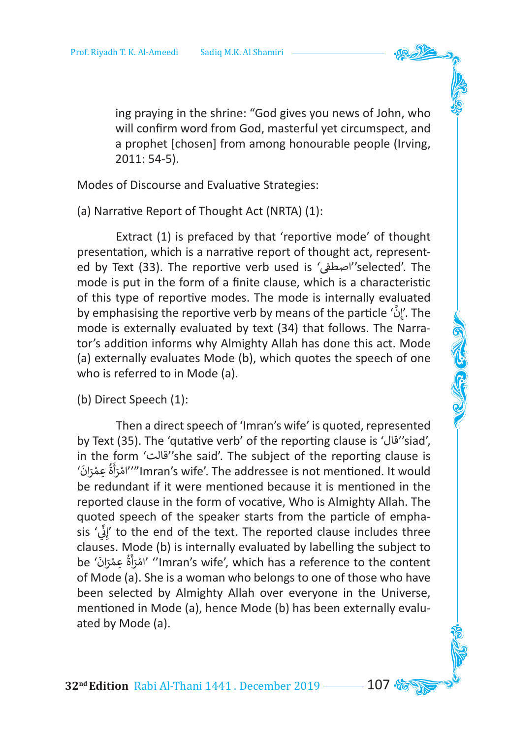ing praying in the shrine: "God gives you news of John, who will confirm word from God, masterful yet circumspect, and a prophet [chosen] from among honourable people (Irving, 2011: 54-5).

Modes of Discourse and Evaluative Strategies:

(a) Narrative Report of Thought Act (NRTA) (1):

Extract (1) is prefaced by that 'reportive mode' of thought presentation, which is a narrative report of thought act, represented by Text (33). The reportive verb used is 'اصطفى''selected'. The mode is put in the form of a finite clause, which is a characteristic of this type of reportive modes. The mode is internally evaluated by emphasising the reportive verb by means of the particle 'إِنَّ'. The mode is externally evaluated by text (34) that follows. The Narrator's addition informs why Almighty Allah has done this act. Mode (a) externally evaluates Mode (b), which quotes the speech of one who is referred to in Mode (a).

(b) Direct Speech (1):

Then a direct speech of 'Imran's wife' is quoted, represented by Text (35). The 'qutative verb' of the reporting clause is 'قال''siad', in the form 'قالت''she said'. The subject of the reporting clause is 'امْرَأَةُ عِمْرَانَ'''Imran's wife'. The addressee is not mentioned. It would be redundant if it were mentioned because it is mentioned in the reported clause in the form of vocative, Who is Almighty Allah. The quoted speech of the speaker starts from the particle of emphasis 'إِنِّي' to the end of the text. The reported clause includes three clauses. Mode (b) is internally evaluated by labelling the subject to be 'امْرَأَةُ عِمْرَانَ' ''Imran's wife', which has a reference to the content of Mode (a). She is a woman who belongs to one of those who have been selected by Almighty Allah over everyone in the Universe, mentioned in Mode (a), hence Mode (b) has been externally evaluated by Mode (a).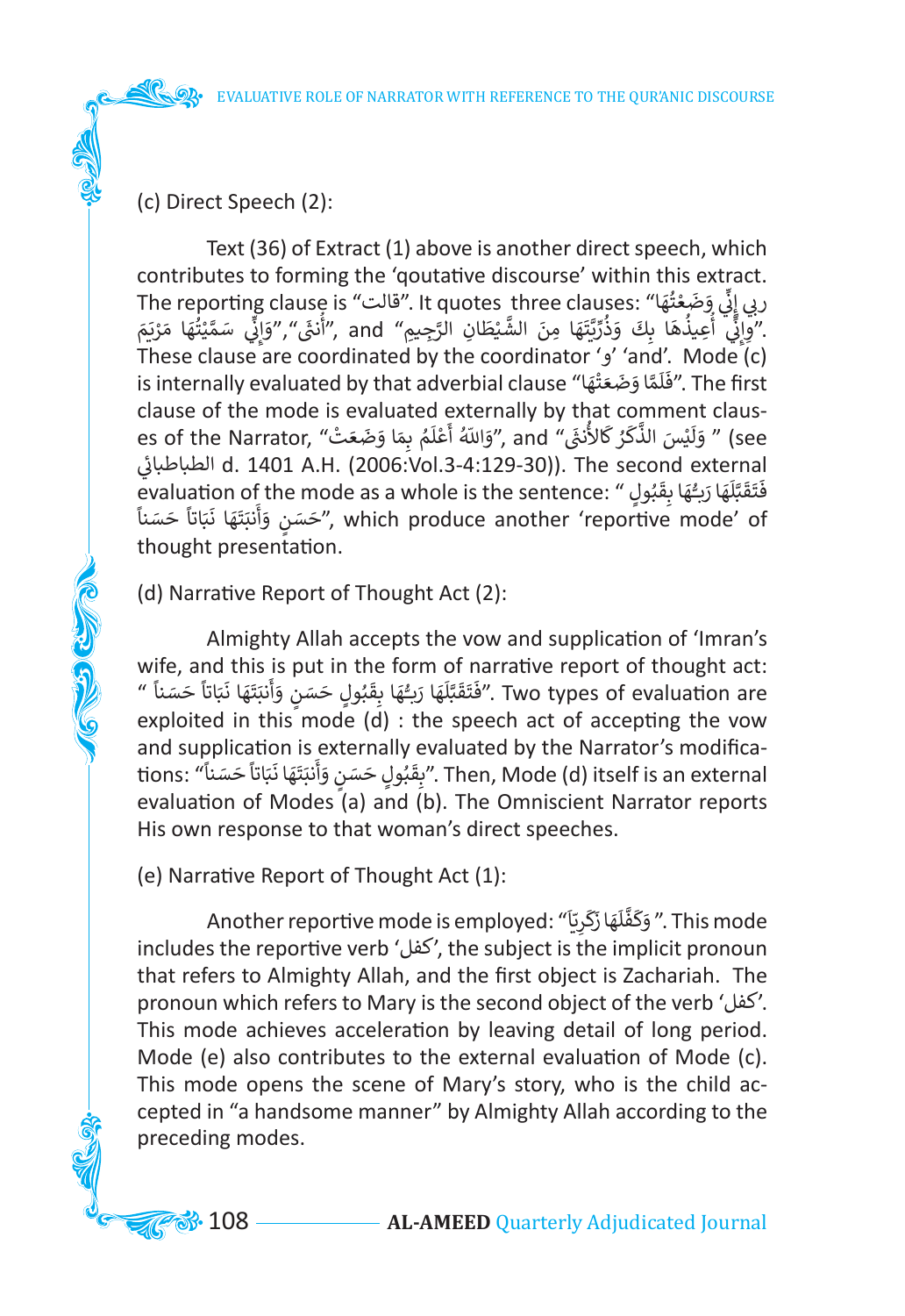(c) Direct Speech (2):

Text (36) of Extract (1) above is another direct speech, which contributes to forming the 'qoutative discourse' within this extract. The reporting clause is "قالت". It quotes three clauses: "ربي إِنِّي وَضَعْتُهَا أُنثَىٰ","وَإِنِّي سَمَّيْتُهَا مَرْيَمَ", and "وَإِنِّي أُعِيذُهَا بِكَ وَذُرِّيَّتَهَا مِنَ الشَّيْطَانِ الرَّجِيمِ". These clause are coordinated by the coordinator 'و' 'and'. Mode (c) is internally evaluated by that adverbial clause "فَلَمَّا وَضَعَتْهَا". The first clause of the mode is evaluated externally by that comment clauses of the Narrator, "وَاللَّهُ أَعْلَمُ بِمَا وَضَعَتْ", and " وَلَيْسَ الذَّكَرُ كَالأُنثَىٰ" (see الطباطبائي d. 1401 A.H. (2006:Vol.3-4:129-30)). The second external evaluation of the mode as a whole is the sentence: " فَتَقَبَّلَهَا رَبُّهَا بِقَبُولٍ حَسَنٍ وَأَنبَتَهَا نَبَاتاً حَسَناً", which produce another 'reportive mode' of thought presentation.

(d) Narrative Report of Thought Act (2):

Almighty Allah accepts the vow and supplication of 'Imran's wife, and this is put in the form of narrative report of thought act: " فَتَقَبَّلَهَا رَبُّهَا بِقَبُولٍ حَسَنٍ وَأَنبَتَهَا نَبَاتاً حَسَناً". Two types of evaluation are exploited in this mode (d) : the speech act of accepting the vow and supplication is externally evaluated by the Narrator's modifications: "بِقَبُولٍ حَسَنٍ وَأَنبَتَهَا نَبَاتاً حَسَناً". Then, Mode (d) itself is an external evaluation of Modes (a) and (b). The Omniscient Narrator reports His own response to that woman's direct speeches.

(e) Narrative Report of Thought Act (1):

Another reportive mode is employed: "وَكَفَّلَهَا زَكَرِيَّا ". This mode includes the reportive verb 'كفل', the subject is the implicit pronoun that refers to Almighty Allah, and the first object is Zachariah. The pronoun which refers to Mary is the second object of the verb 'كفل'. This mode achieves acceleration by leaving detail of long period. Mode (e) also contributes to the external evaluation of Mode (c). This mode opens the scene of Mary's story, who is the child accepted in "a handsome manner" by Almighty Allah according to the preceding modes.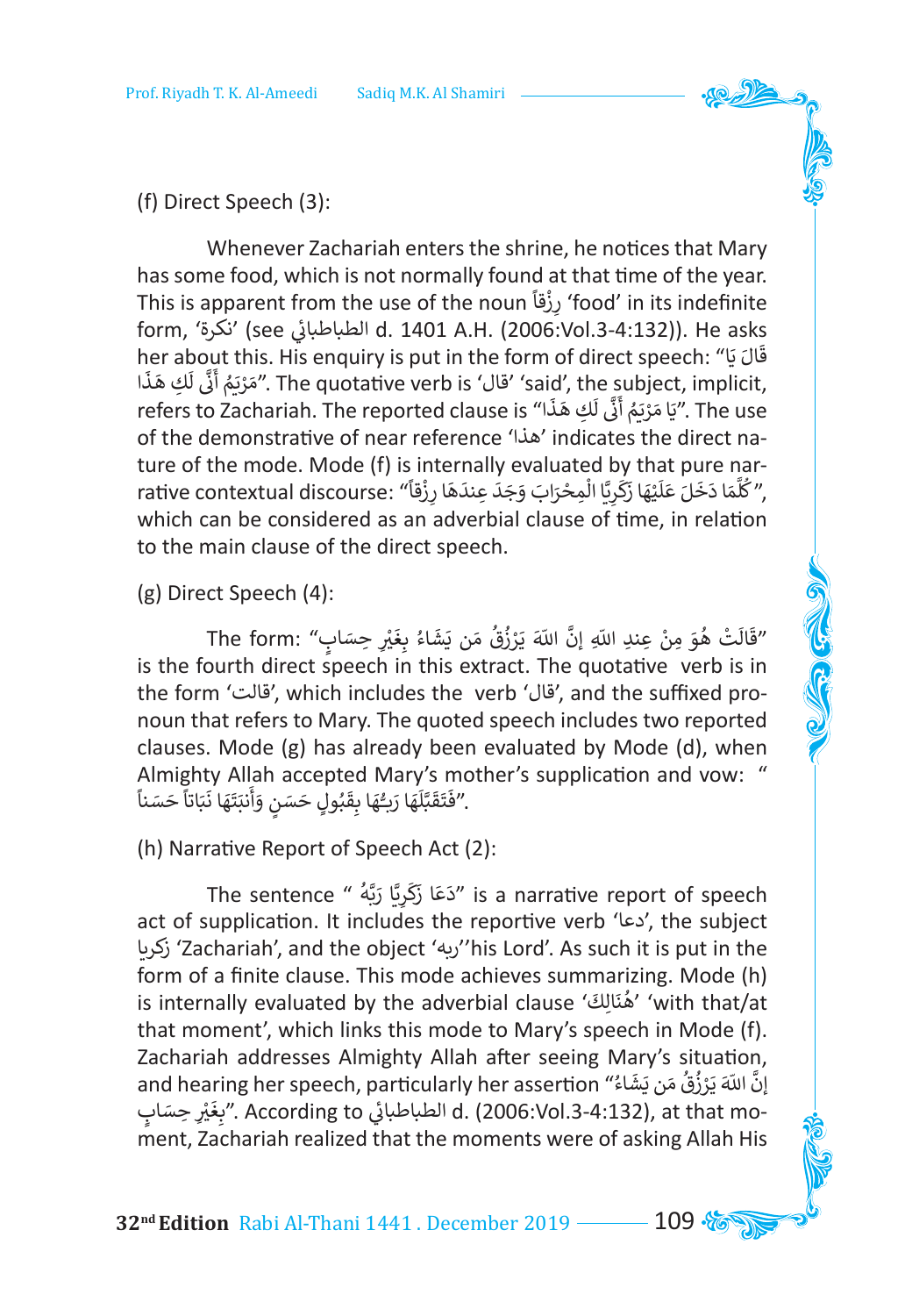(f) Direct Speech (3):

Whenever Zachariah enters the shrine, he notices that Mary has some food, which is not normally found at that time of the year. This is apparent from the use of the noun رِزْقاً 'food' in its indefinite form, 'نكرة' (see الطباطبائي d. 1401 A.H. (2006:Vol.3-4:132)). He asks her about this. His enquiry is put in the form of direct speech: "قَالَ يَا مَرْيَمُ أَنَّى لَكِ هَـذَا". The quotative verb is 'قال' 'said', the subject, implicit, refers to Zachariah. The reported clause is "يَا مَرْيَمُ أَنَّى لَكِ هَـذَا". The use of the demonstrative of near reference 'هذا' indicates the direct nature of the mode. Mode (f) is internally evaluated by that pure narrative contextual discourse: "كُلَّمَا دَخَلَ عَلَيْهَا زَكَرِيَّا الْمِحْرَابَ وَجَدَ عِندَهَا رِزْقاً", which can be considered as an adverbial clause of time, in relation to the main clause of the direct speech.

(g) Direct Speech (4):

The form: "قَالَتْ هُوَ مِنْ عِندِ اللّهِ إنَّ اللّهَ يَرْزُقُ مَن يَشَاءُ بِغَيْرِ حِسَابٍ" is the fourth direct speech in this extract. The quotative verb is in the form 'قالت', which includes the verb 'قال', and the suffixed pronoun that refers to Mary. The quoted speech includes two reported clauses. Mode (g) has already been evaluated by Mode (d), when Almighty Allah accepted Mary's mother's supplication and vow: "فَتَقَبَّلَهَا رَبُّهَا بِقَبُولٍ حَسَنٍ وَأَنبَتَهَا نَبَاتاً حَسَناً".

(h) Narrative Report of Speech Act (2):

The sentence "دَعَا زَكَرِيَّا رَبَّهُ" is a narrative report of speech act of supplication. It includes the reportive verb 'دعا', the subject زكريا 'Zachariah', and the object 'ربه' 'his Lord'. As such it is put in the form of a finite clause. This mode achieves summarizing. Mode (h) is internally evaluated by the adverbial clause 'هُنَالِكَ' 'with that/at that moment', which links this mode to Mary's speech in Mode (f). Zachariah addresses Almighty Allah after seeing Mary's situation, and hearing her speech, particularly her assertion "إنَّ اللّهَ يَرْزُقُ مَن يَشَاءُ بِغَيْرِ حِسَابٍ". According to الطباطبائي d. (2006:Vol.3-4:132), at that moment, Zachariah realized that the moments were of asking Allah His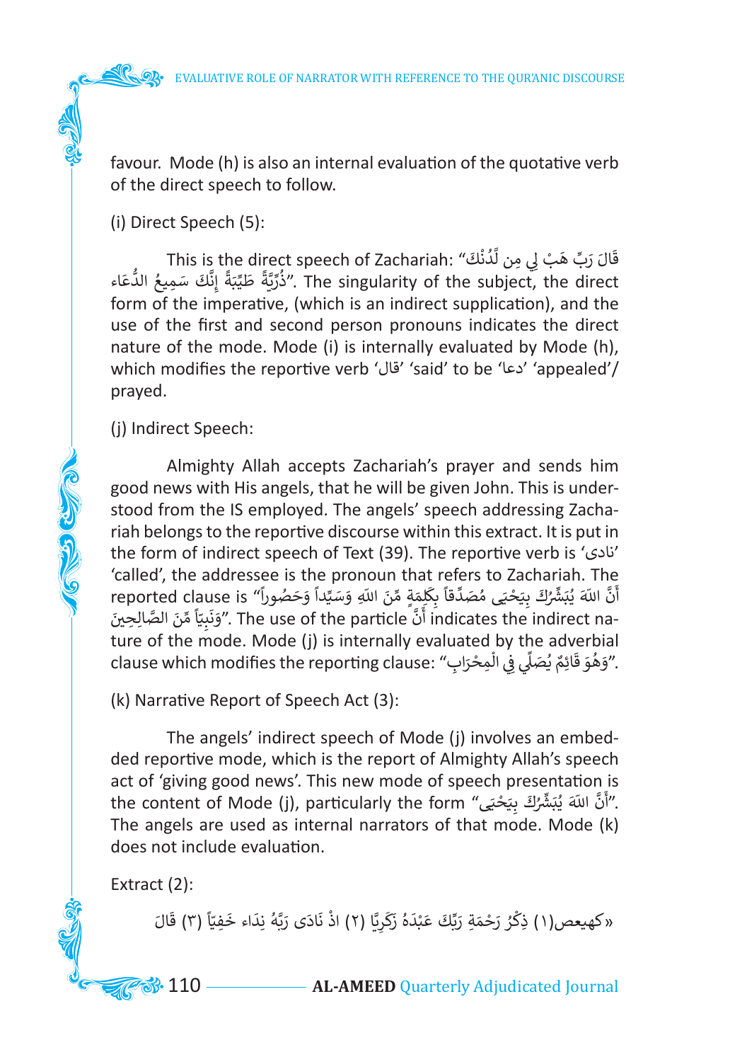favour. Mode (h) is also an internal evaluation of the quotative verb of the direct speech to follow.

(i) Direct Speech (5):

This is the direct speech of Zachariah: "قَالَ رَبِّ هَبْ لِي مِن لَّدُنْكَ ذُرِّيَّةً طَيِّبَةً إِنَّكَ سَمِيعُ الدُّعَاء". The singularity of the subject, the direct form of the imperative, (which is an indirect supplication), and the use of the first and second person pronouns indicates the direct nature of the mode. Mode (i) is internally evaluated by Mode (h), which modifies the reportive verb 'قال' 'said' to be 'دعا' 'appealed'/prayed.

(j) Indirect Speech:

Almighty Allah accepts Zachariah's prayer and sends him good news with His angels, that he will be given John. This is understood from the IS employed. The angels' speech addressing Zachariah belongs to the reportive discourse within this extract. It is put in the form of indirect speech of Text (39). The reportive verb is 'نادى' 'called', the addressee is the pronoun that refers to Zachariah. The reported clause is "أَنَّ اللّهَ يُبَشِّرُكَ بِيَحْيَى مُصَدِّقاً بِكَلِمَةٍ مِّنَ اللّهِ وَسَيِّداً وَحَصُوراً وَنَبِيّاً مِّنَ الصَّالِحِينَ". The use of the particle أَنَّ indicates the indirect nature of the mode. Mode (j) is internally evaluated by the adverbial clause which modifies the reporting clause: "وَهُوَ قَائِمٌ يُصَلِّي فِي الْمِحْرَابِ".

(k) Narrative Report of Speech Act (3):

The angels' indirect speech of Mode (j) involves an embedded reportive mode, which is the report of Almighty Allah's speech act of 'giving good news'. This new mode of speech presentation is the content of Mode (j), particularly the form "أَنَّ اللّهَ يُبَشِّرُكَ بِيَحْيَى". The angels are used as internal narrators of that mode. Mode (k) does not include evaluation.

Extract (2):

«كهيعص(١) ذِكْرُ رَحْمَةِ رَبِّكَ عَبْدَهُ زَكَرِيَّا (٢) اذْ نَادَى رَبَّهُ نِدَاء خَفِيّاً (٣) قَالَ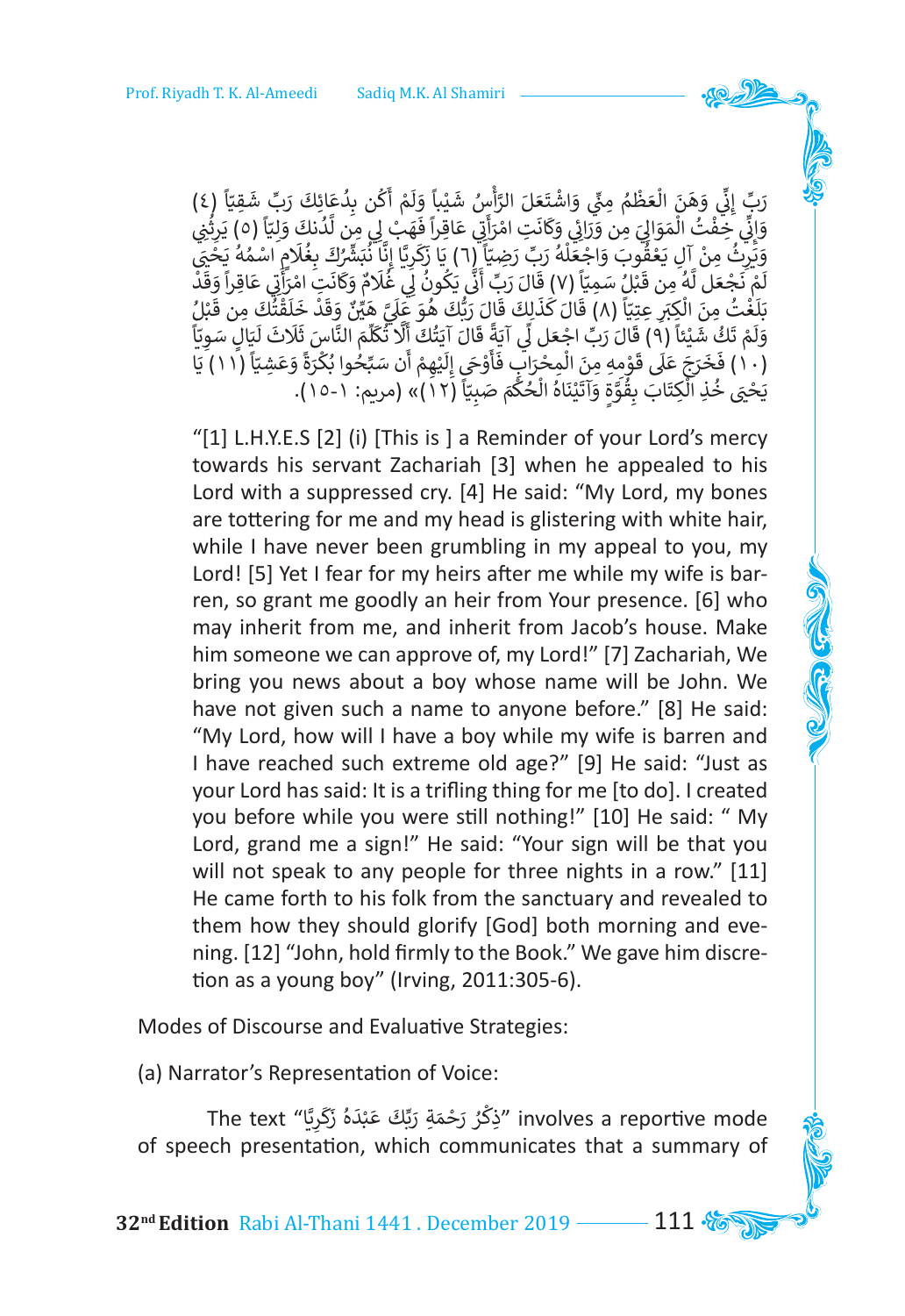رَبِّ إِنِّي وَهَنَ الْعَظْمُ مِنِّي وَاشْتَعَلَ الرَّأْسُ شَيْباً وَلَمْ أَكُن بِدُعَائِكَ رَبِّ شَقِيّاً (٤) وَإِنِّي خِفْتُ الْمَوَالِيَ مِن وَرَائِي وَكَانَتِ امْرَأَتِي عَاقِراً فَهَبْ لِي مِن لَّدُنكَ وَلِيّاً (٥) يَرِثُنِي وَيَرِثُ مِنْ آلِ يَعْقُوبَ وَاجْعَلْهُ رَبِّ رَضِيّاً (٦) يَا زَكَرِيَّا إِنَّا نُبَشِّرُكَ بِغُلَامٍ اسْمُهُ يَحْيَى لَمْ نَجْعَل لَّهُ مِن قَبْلُ سَمِيّاً (٧) قَالَ رَبِّ أَنَّى يَكُونُ لِي غُلَامٌ وَكَانَتِ امْرَأَتِي عَاقِراً وَقَدْ بَلَغْتُ مِنَ الْكِبَرِ عِتِيّاً (٨) قَالَ كَذَلِكَ قَالَ رَبُّكَ هُوَ عَلَيَّ هَيِّنٌ وَقَدْ خَلَقْتُكَ مِن قَبْلُ وَلَمْ تَكُ شَيْئاً (٩) قَالَ رَبِّ اجْعَل لِّي آيَةً قَالَ آيَتُكَ أَلَّا تُكَلِّمَ النَّاسَ ثَلَاثَ لَيَالٍ سَوِيّاً (١٠) فَخَرَجَ عَلَى قَوْمِهِ مِنَ الْمِحْرَابِ فَأَوْحَى إِلَيْهِمْ أَن سَبِّحُوا بُكْرَةً وَعَشِيّاً (١١) يَا يَحْيَى خُذِ الْكِتَابَ بِقُوَّةٍ وَآتَيْنَاهُ الْحُكْمَ صَبِيّاً (١٢)» (مريم: ١-١٥).

"[1] L.H.Y.E.S [2] (i) [This is ] a Reminder of your Lord's mercy towards his servant Zachariah [3] when he appealed to his Lord with a suppressed cry. [4] He said: "My Lord, my bones are tottering for me and my head is glistering with white hair, while I have never been grumbling in my appeal to you, my Lord! [5] Yet I fear for my heirs after me while my wife is barren, so grant me goodly an heir from Your presence. [6] who may inherit from me, and inherit from Jacob's house. Make him someone we can approve of, my Lord!" [7] Zachariah, We bring you news about a boy whose name will be John. We have not given such a name to anyone before." [8] He said: "My Lord, how will I have a boy while my wife is barren and I have reached such extreme old age?" [9] He said: "Just as your Lord has said: It is a trifling thing for me [to do]. I created you before while you were still nothing!" [10] He said: " My Lord, grand me a sign!" He said: "Your sign will be that you will not speak to any people for three nights in a row." [11] He came forth to his folk from the sanctuary and revealed to them how they should glorify [God] both morning and evening. [12] "John, hold firmly to the Book." We gave him discretion as a young boy" (Irving, 2011:305-6).

Modes of Discourse and Evaluative Strategies:

(a) Narrator's Representation of Voice:

The text "ذِكْرُ رَحْمَةِ رَبِّكَ عَبْدَهُ زَكَرِيَّا" involves a reportive mode of speech presentation, which communicates that a summary of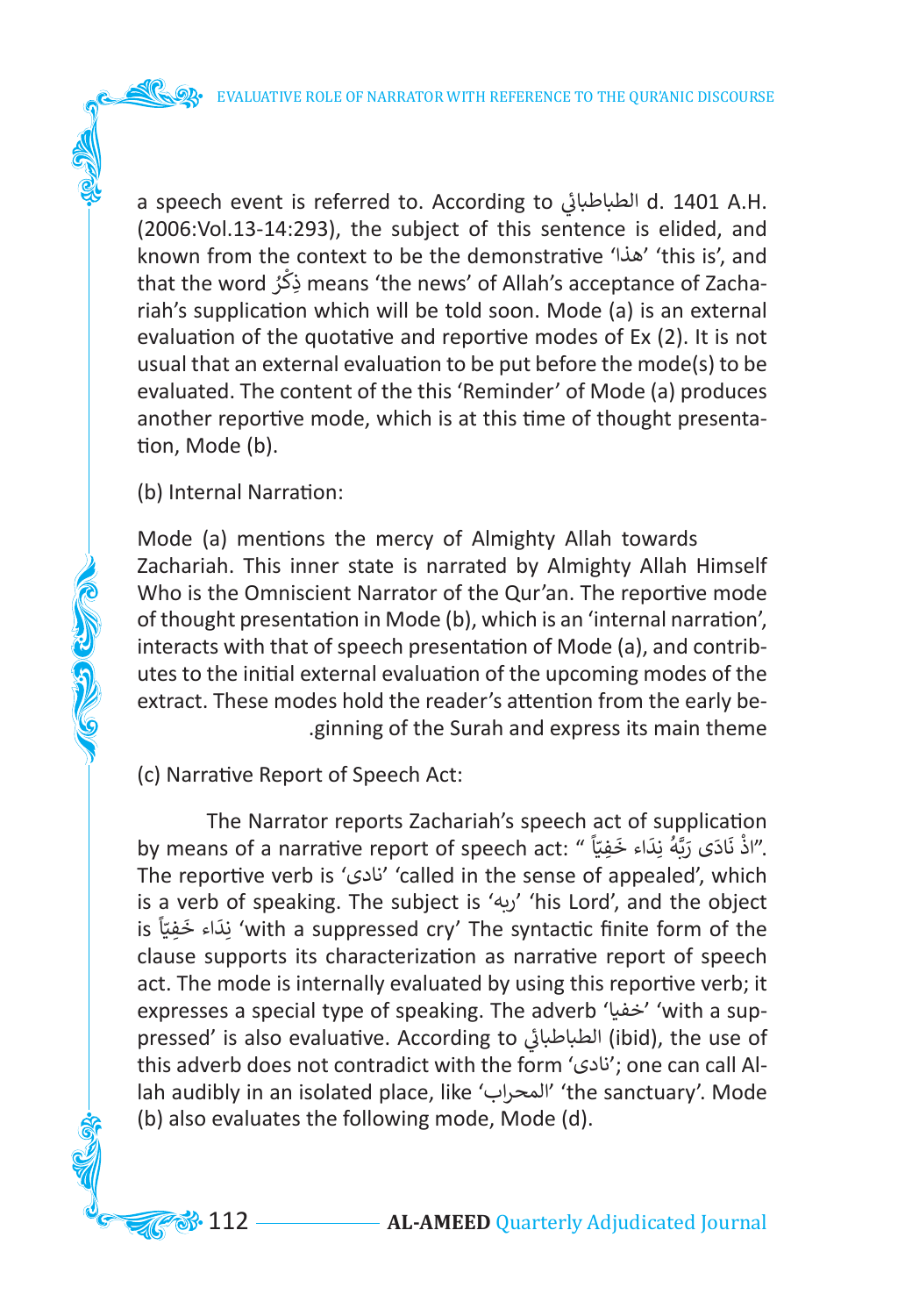a speech event is referred to. According to الطباطبائي d. 1401 A.H. (2006:Vol.13-14:293), the subject of this sentence is elided, and known from the context to be the demonstrative 'هذا' 'this is', and that the word ذِكْرُ means 'the news' of Allah's acceptance of Zachariah's supplication which will be told soon. Mode (a) is an external evaluation of the quotative and reportive modes of Ex (2). It is not usual that an external evaluation to be put before the mode(s) to be evaluated. The content of the this 'Reminder' of Mode (a) produces another reportive mode, which is at this time of thought presentation, Mode (b).

(b) Internal Narration:

Mode (a) mentions the mercy of Almighty Allah towards Zachariah. This inner state is narrated by Almighty Allah Himself Who is the Omniscient Narrator of the Qur'an. The reportive mode of thought presentation in Mode (b), which is an 'internal narration', interacts with that of speech presentation of Mode (a), and contributes to the initial external evaluation of the upcoming modes of the extract. These modes hold the reader's attention from the early beginning of the Surah and express its main theme.

(c) Narrative Report of Speech Act:

The Narrator reports Zachariah's speech act of supplication by means of a narrative report of speech act: " إِذْ نَادَى رَبَّهُ نِدَاء خَفِيّاً ". The reportive verb is 'نادى' 'called in the sense of appealed', which is a verb of speaking. The subject is 'ربه' 'his Lord', and the object is نِدَاء خَفِيّاً 'with a suppressed cry' The syntactic finite form of the clause supports its characterization as narrative report of speech act. The mode is internally evaluated by using this reportive verb; it expresses a special type of speaking. The adverb 'خفيا' 'with a suppressed' is also evaluative. According to الطباطبائي (ibid), the use of this adverb does not contradict with the form 'نادى'; one can call Allah audibly in an isolated place, like 'المحراب' 'the sanctuary'. Mode (b) also evaluates the following mode, Mode (d).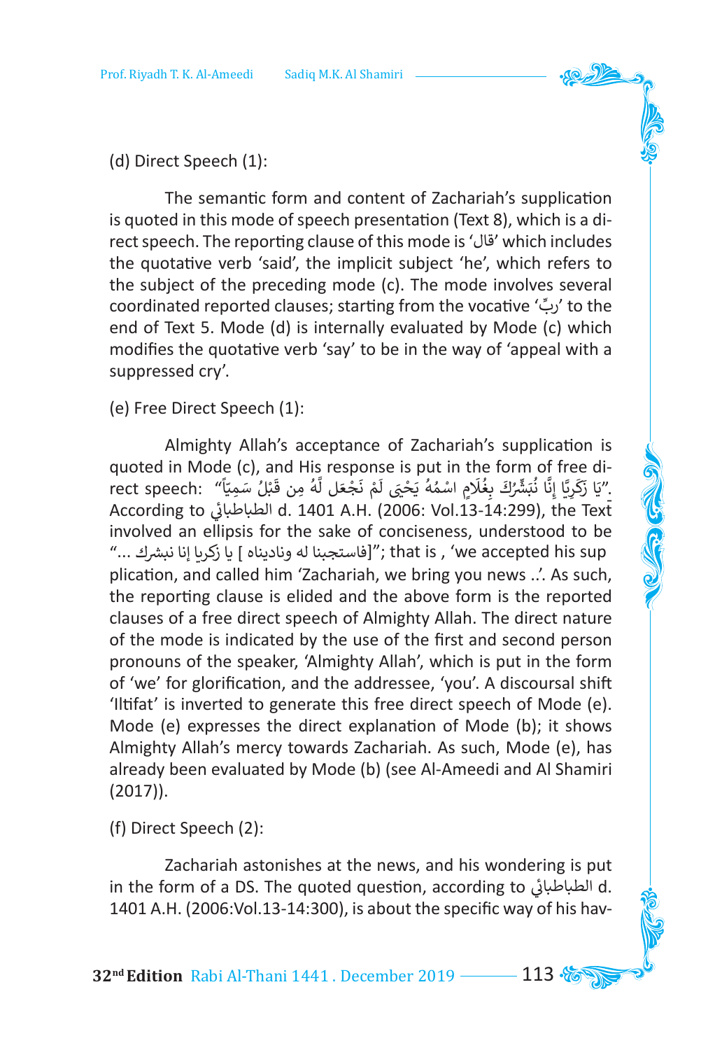(d) Direct Speech (1):

The semantic form and content of Zachariah's supplication is quoted in this mode of speech presentation (Text 8), which is a direct speech. The reporting clause of this mode is 'قال' which includes the quotative verb 'said', the implicit subject 'he', which refers to the subject of the preceding mode (c). The mode involves several coordinated reported clauses; starting from the vocative 'ربِّ' to the end of Text 5. Mode (d) is internally evaluated by Mode (c) which modifies the quotative verb 'say' to be in the way of 'appeal with a suppressed cry'.

(e) Free Direct Speech (1):

Almighty Allah's acceptance of Zachariah's supplication is quoted in Mode (c), and His response is put in the form of free direct speech: "يَا زَكَرِيَّا إِنَّا نُبَشِّرُكَ بِغُلَامٍ اسْمُهُ يَحْيَى لَمْ نَجْعَل لَّهُ مِن قَبْلُ سَمِيّاً". According to الطباطبائي d. 1401 A.H. (2006: Vol.13-14:299), the Text involved an ellipsis for the sake of conciseness, understood to be "[فاستجبنا له وناديناه] يا زكريا إنا نبشرك ..."; that is , 'we accepted his supplication, and called him 'Zachariah, we bring you news ..'. As such, the reporting clause is elided and the above form is the reported clauses of a free direct speech of Almighty Allah. The direct nature of the mode is indicated by the use of the first and second person pronouns of the speaker, 'Almighty Allah', which is put in the form of 'we' for glorification, and the addressee, 'you'. A discoursal shift 'Iltifat' is inverted to generate this free direct speech of Mode (e). Mode (e) expresses the direct explanation of Mode (b); it shows Almighty Allah's mercy towards Zachariah. As such, Mode (e), has already been evaluated by Mode (b) (see Al-Ameedi and Al Shamiri (2017)).

(f) Direct Speech (2):

Zachariah astonishes at the news, and his wondering is put in the form of a DS. The quoted question, according to الطباطبائي d. 1401 A.H. (2006:Vol.13-14:300), is about the specific way of his hav-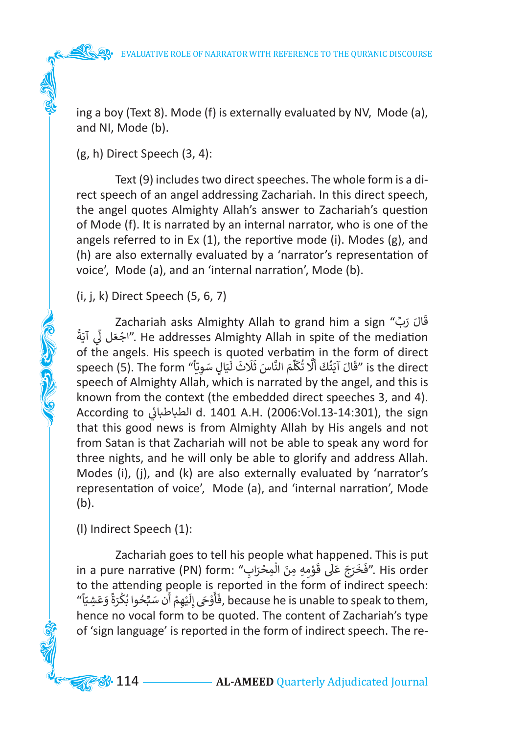ing a boy (Text 8). Mode (f) is externally evaluated by NV, Mode (a), and NI, Mode (b).

(g, h) Direct Speech (3, 4):

Text (9) includes two direct speeches. The whole form is a direct speech of an angel addressing Zachariah. In this direct speech, the angel quotes Almighty Allah's answer to Zachariah's question of Mode (f). It is narrated by an internal narrator, who is one of the angels referred to in Ex (1), the reportive mode (i). Modes (g), and (h) are also externally evaluated by a 'narrator's representation of voice', Mode (a), and an 'internal narration', Mode (b).

(i, j, k) Direct Speech (5, 6, 7)

Zachariah asks Almighty Allah to grand him a sign "قَالَ رَبِّ اجْعَل لِّي آيَةً". He addresses Almighty Allah in spite of the mediation of the angels. His speech is quoted verbatim in the form of direct speech (5). The form "قَالَ آيَتُكَ أَلَّا تُكَلِّمَ النَّاسَ ثَلَاثَ لَيَالٍ سَوِيّاً" is the direct speech of Almighty Allah, which is narrated by the angel, and this is known from the context (the embedded direct speeches 3, and 4). According to الطباطبائي d. 1401 A.H. (2006:Vol.13-14:301), the sign that this good news is from Almighty Allah by His angels and not from Satan is that Zachariah will not be able to speak any word for three nights, and he will only be able to glorify and address Allah. Modes (i), (j), and (k) are also externally evaluated by 'narrator's representation of voice', Mode (a), and 'internal narration', Mode (b).

(l) Indirect Speech (1):

Zachariah goes to tell his people what happened. This is put in a pure narrative (PN) form: "فَخَرَجَ عَلَى قَوْمِهِ مِنَ الْمِحْرَابِ". His order to the attending people is reported in the form of indirect speech: "فَأَوْحَى إِلَيْهِمْ أَن سَبِّحُوا بُكْرَةً وَعَشِيّاً", because he is unable to speak to them, hence no vocal form to be quoted. The content of Zachariah's type of 'sign language' is reported in the form of indirect speech. The re-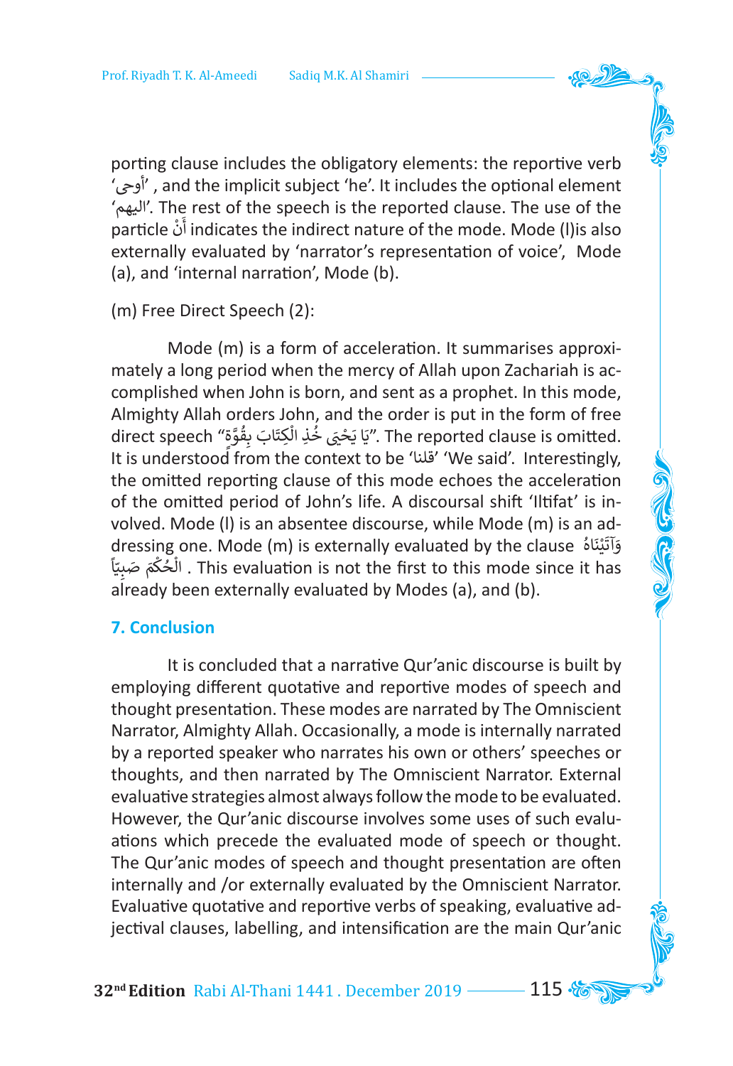porting clause includes the obligatory elements: the reportive verb 'أوحى' , and the implicit subject 'he'. It includes the optional element 'اليهم'. The rest of the speech is the reported clause. The use of the particle أَنْ indicates the indirect nature of the mode. Mode (l)is also externally evaluated by 'narrator's representation of voice', Mode (a), and 'internal narration', Mode (b).

(m) Free Direct Speech (2):

Mode (m) is a form of acceleration. It summarises approximately a long period when the mercy of Allah upon Zachariah is accomplished when John is born, and sent as a prophet. In this mode, Almighty Allah orders John, and the order is put in the form of free direct speech "يَا يَحْيَى خُذِ الْكِتَابَ بِقُوَّةٍ". The reported clause is omitted. It is understood from the context to be 'قلنا' 'We said'. Interestingly, the omitted reporting clause of this mode echoes the acceleration of the omitted period of John's life. A discoursal shift 'Iltifat' is involved. Mode (l) is an absentee discourse, while Mode (m) is an addressing one. Mode (m) is externally evaluated by the clause وَآتَيْنَاهُ الْحُكْمَ صَبِيّاً . This evaluation is not the first to this mode since it has already been externally evaluated by Modes (a), and (b).

## 7. Conclusion

It is concluded that a narrative Qur'anic discourse is built by employing different quotative and reportive modes of speech and thought presentation. These modes are narrated by The Omniscient Narrator, Almighty Allah. Occasionally, a mode is internally narrated by a reported speaker who narrates his own or others' speeches or thoughts, and then narrated by The Omniscient Narrator. External evaluative strategies almost always follow the mode to be evaluated. However, the Qur'anic discourse involves some uses of such evaluations which precede the evaluated mode of speech or thought. The Qur'anic modes of speech and thought presentation are often internally and /or externally evaluated by the Omniscient Narrator. Evaluative quotative and reportive verbs of speaking, evaluative adjectival clauses, labelling, and intensification are the main Qur'anic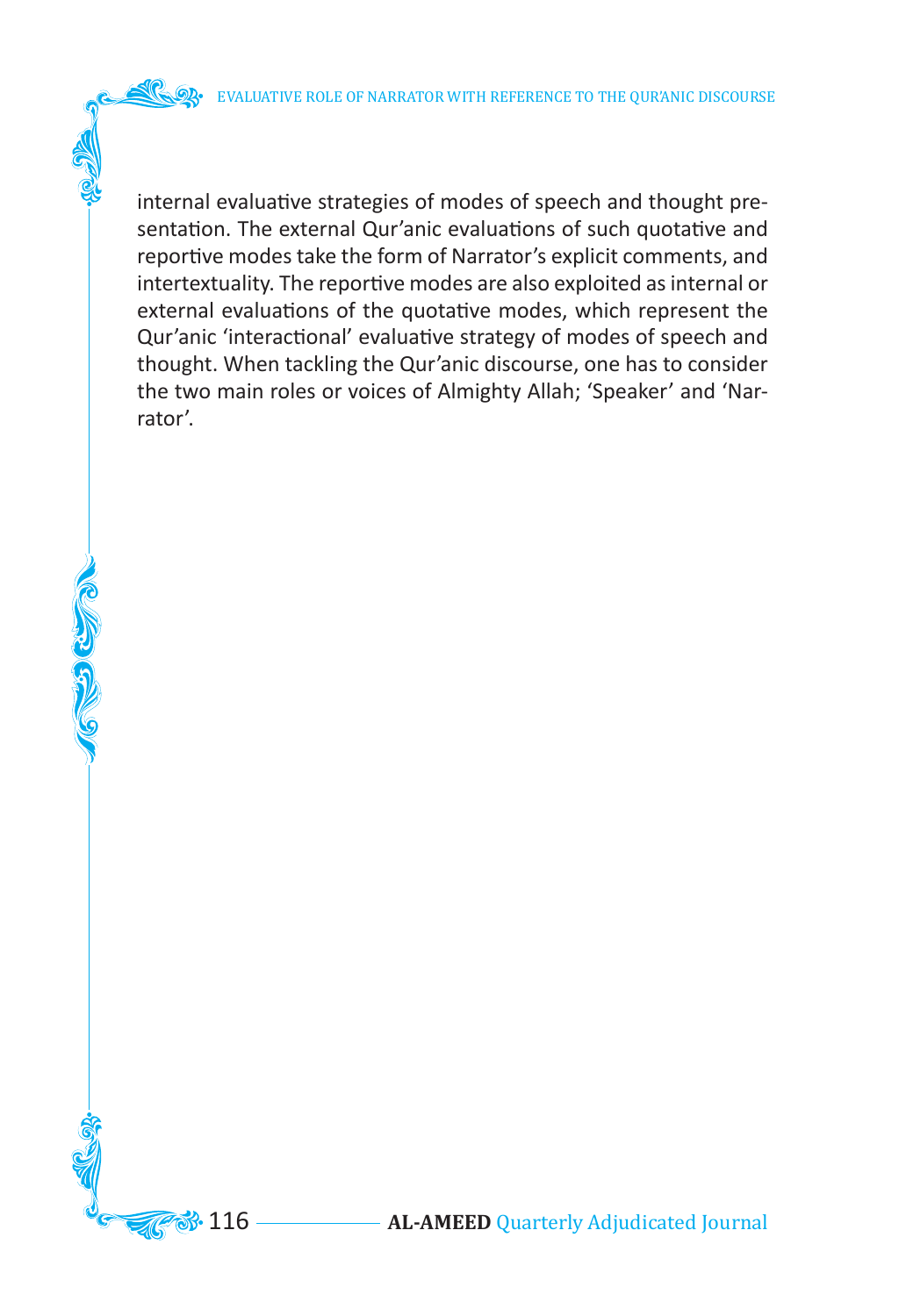internal evaluative strategies of modes of speech and thought presentation. The external Qur'anic evaluations of such quotative and reportive modes take the form of Narrator's explicit comments, and intertextuality. The reportive modes are also exploited as internal or external evaluations of the quotative modes, which represent the Qur'anic 'interactional' evaluative strategy of modes of speech and thought. When tackling the Qur'anic discourse, one has to consider the two main roles or voices of Almighty Allah; 'Speaker' and 'Narrator'.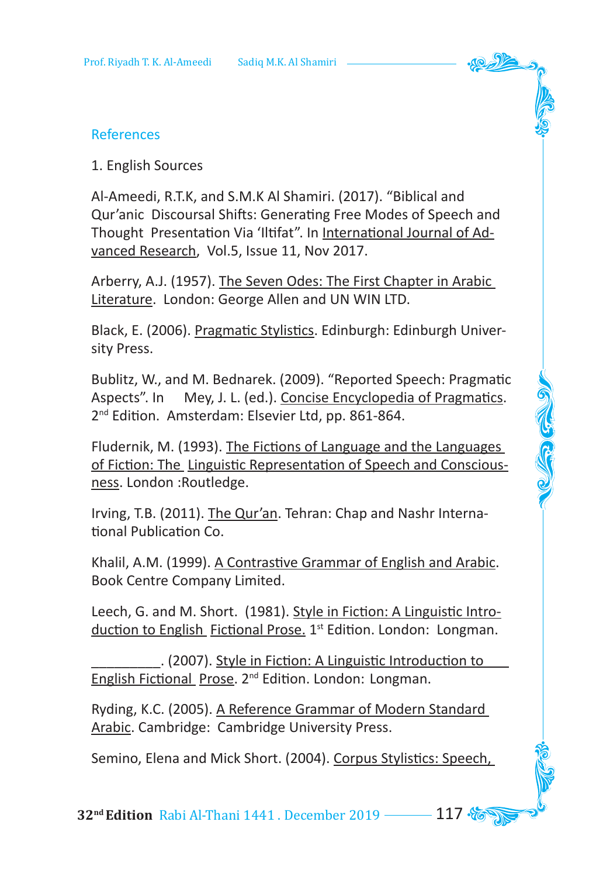## References

1. English Sources

Al-Ameedi, R.T.K, and S.M.K Al Shamiri. (2017). "Biblical and Qur'anic Discoursal Shifts: Generating Free Modes of Speech and Thought Presentation Via 'Iltifat". In International Journal of Advanced Research, Vol.5, Issue 11, Nov 2017.

Arberry, A.J. (1957). The Seven Odes: The First Chapter in Arabic Literature. London: George Allen and UN WIN LTD.

Black, E. (2006). Pragmatic Stylistics. Edinburgh: Edinburgh University Press.

Bublitz, W., and M. Bednarek. (2009). "Reported Speech: Pragmatic Aspects". In Mey, J. L. (ed.). Concise Encyclopedia of Pragmatics. 2nd Edition. Amsterdam: Elsevier Ltd, pp. 861-864.

Fludernik, M. (1993). The Fictions of Language and the Languages of Fiction: The Linguistic Representation of Speech and Consciousness. London :Routledge.

Irving, T.B. (2011). The Qur'an. Tehran: Chap and Nashr International Publication Co.

Khalil, A.M. (1999). A Contrastive Grammar of English and Arabic. Book Centre Company Limited.

Leech, G. and M. Short. (1981). Style in Fiction: A Linguistic Introduction to English Fictional Prose. 1st Edition. London: Longman.

_________. (2007). Style in Fiction: A Linguistic Introduction to English Fictional Prose. 2nd Edition. London: Longman.

Ryding, K.C. (2005). A Reference Grammar of Modern Standard Arabic. Cambridge: Cambridge University Press.

Semino, Elena and Mick Short. (2004). Corpus Stylistics: Speech,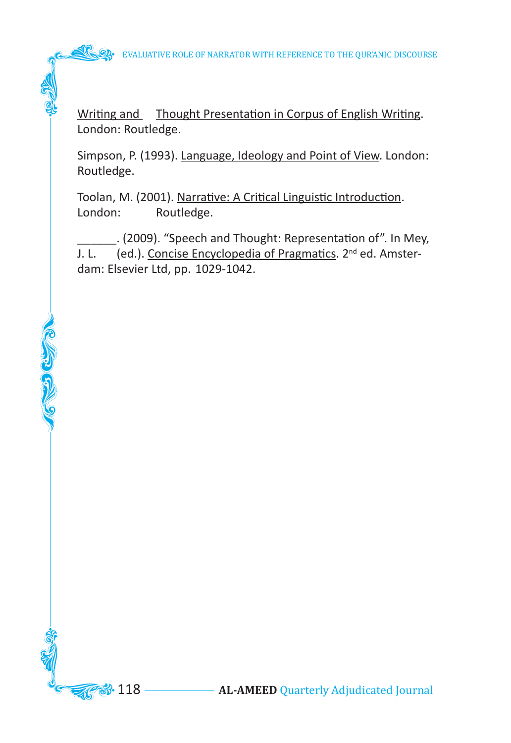Writing and Thought Presentation in Corpus of English Writing. London: Routledge.

Simpson, P. (1993). Language, Ideology and Point of View. London: Routledge.

Toolan, M. (2001). Narrative: A Critical Linguistic Introduction. London: Routledge.

______. (2009). "Speech and Thought: Representation of". In Mey, J. L. (ed.). Concise Encyclopedia of Pragmatics. 2nd ed. Amsterdam: Elsevier Ltd, pp. 1029-1042.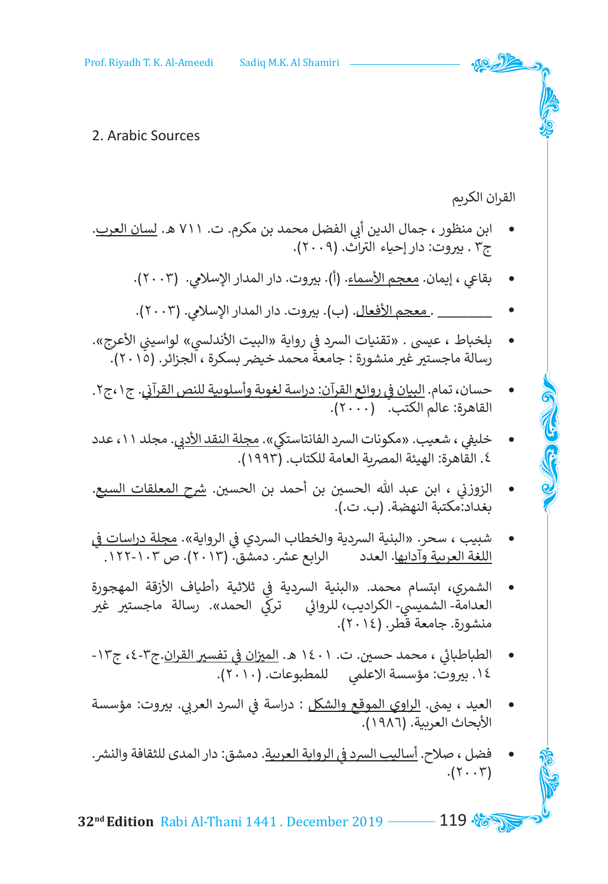2. Arabic Sources

القران الكريم

- ابن منظور ، جمال الدين أبي الفضل محمد بن مكرم. ت. ٧١١ هـ. لسان العرب. ج٣ . بيروت: دار إحياء التراث. (٢٠٠٩).
- بقاعي ، إيمان. معجم الأسماء. (أ). بيروت. دار المدار الإسلامي. (٢٠٠٣).
- ________ . معجم الأفعال. (ب). بيروت. دار المدار الإسلامي. (٢٠٠٣).
- بلخباط ، عيسى . «تقنيات السرد في رواية «البيت الأندلسي» لواسيني الأعرج». رسالة ماجستير غير منشورة : جامعة محمد خيضر بسكرة ، الجزائر. (٢٠١٥).
- حسان، تمام. البيان في روائع القرآن: دراسة لغوية وأسلوبية للنص القرآني. ج١،ج٢. القاهرة: عالم الكتب. (٢٠٠٠).
- خليفي ، شعيب. «مكونات السرد الفانتاستكي». مجلة النقد الأدبي. مجلد ١١، عدد ٤. القاهرة: الهيئة المصرية العامة للكتاب. (١٩٩٣).
- الزوزني ، ابن عبد الله الحسين بن أحمد بن الحسين. شرح المعلقات السبع. بغداد:مكتبة النهضة. (ب. ت.).
- شبيب ، سحر. «البنية السردية والخطاب السردي في الرواية». مجلة دراسات في اللغة العربية وآدابها. العدد الرابع عشر. دمشق. (٢٠١٣). ص ١٠٣-١٢٢.
- الشمري، ابتسام محمد. «البنية السردية في ثلاثية ‹أطياف الأزقة المهجورة العدامة- الشميسي- الكراديب› للروائي تركي الحمد». رسالة ماجستير غير منشورة. جامعة قطر. (٢٠١٤).
- الطباطبائي ، محمد حسين. ت. ١٤٠١ هـ. الميزان في تفسير القران.ج٣-٤، ج١٣-١٤. بيروت: مؤسسة الاعلمي للمطبوعات. (٢٠١٠).
- العيد ، يمنى. الراوي الموقع والشكل : دراسة في السرد العربي. بيروت: مؤسسة الأبحاث العربية. (١٩٨٦).
- فضل ، صلاح. أساليب السرد في الرواية العربية. دمشق: دار المدى للثقافة والنشر. (٢٠٠٣).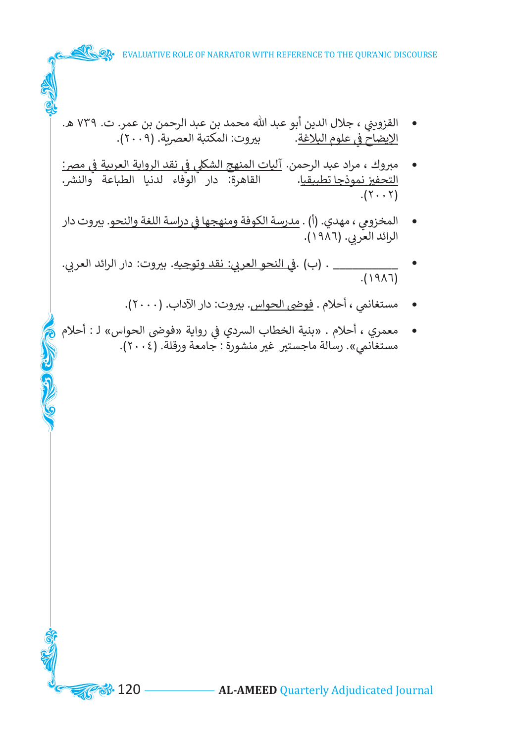- القزويني ، جلال الدين أبو عبد الله محمد بن عبد الرحمن بن عمر. ت. ٧٣٩ هـ. الإيضاح في علوم البلاغة. بيروت: المكتبة العصرية. (٢٠٠٩).

- مبروك ، مراد عبد الرحمن. آليات المنهج الشكلي في نقد الرواية العربية في مصر: التحفيز نموذجا تطبيقيا. القاهرة: دار الوفاء لدنيا الطباعة والنشر. (٢٠٠٢).

- المخزومي ، مهدي. (أ) . مدرسة الكوفة ومنهجها في دراسة اللغة والنحو. بيروت دار الرائد العربي. (١٩٨٦).

- __________ . (ب) .في النحو العربي: نقد وتوجيه. بيروت: دار الرائد العربي. (١٩٨٦).

- مستغانمي ، أحلام . فوضى الحواس. بيروت: دار الآداب. (٢٠٠٠).

- معمري ، أحلام . «بنية الخطاب السردي في رواية «فوضى الحواس» لـ : أحلام مستغانمي». رسالة ماجستير غير منشورة : جامعة ورقلة. (٢٠٠٤).